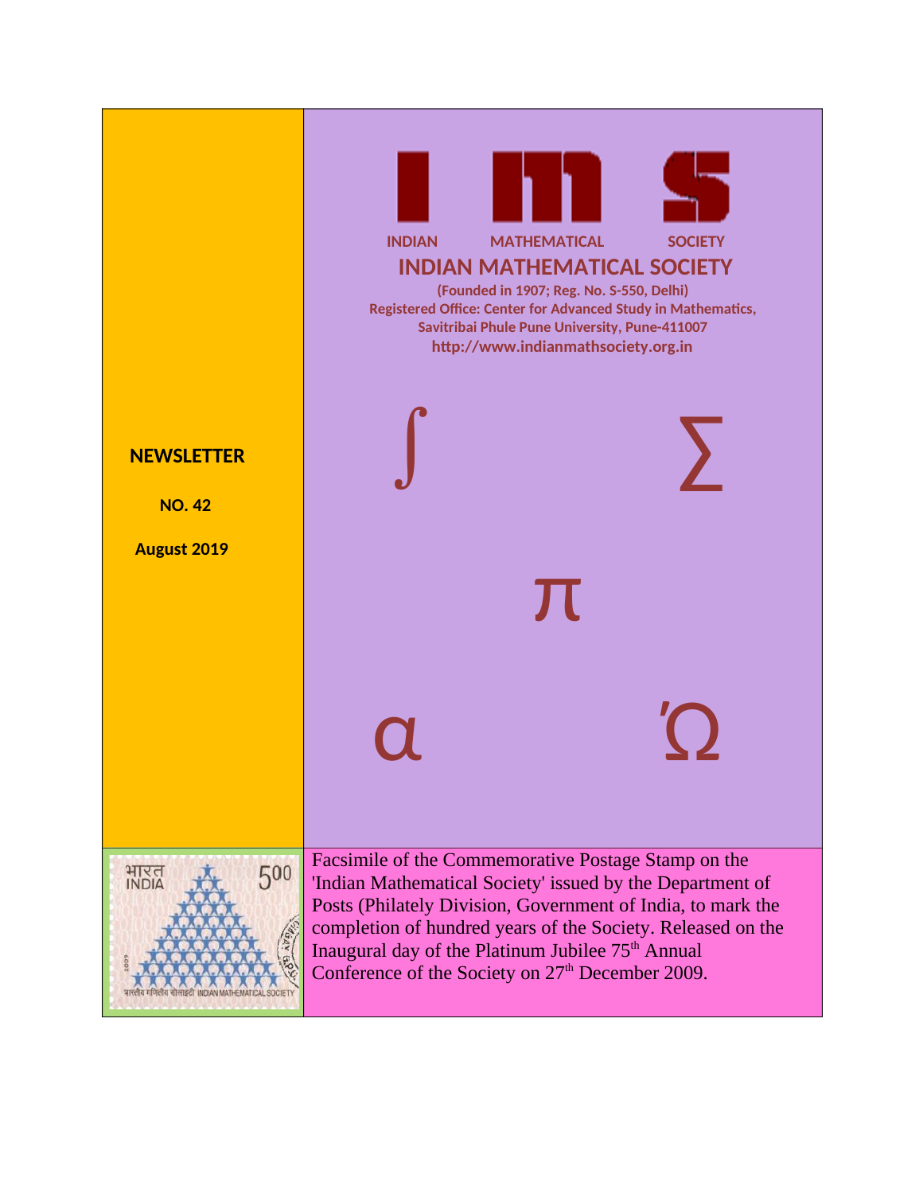IMS

INDIAN MATHEMATICAL SOCIETY

# INDIAN MATHEMATICAL SOCIETY

**(Founded in 1907; Reg. No. S-550, Delhi)**
**Registered Office: Center for Advanced Study in Mathematics,**
**Savitribai Phule Pune University, Pune-411007**
**http://www.indianmathsociety.org.in**

$\int$ $\sum$

$\pi$

$\alpha$ $\Omega$

## NEWSLETTER

**NO. 42**

**August 2019**

Facsimile of the Commemorative Postage Stamp on the 'Indian Mathematical Society' issued by the Department of Posts (Philately Division, Government of India, to mark the completion of hundred years of the Society. Released on the Inaugural day of the Platinum Jubilee 75th Annual Conference of the Society on 27th December 2009.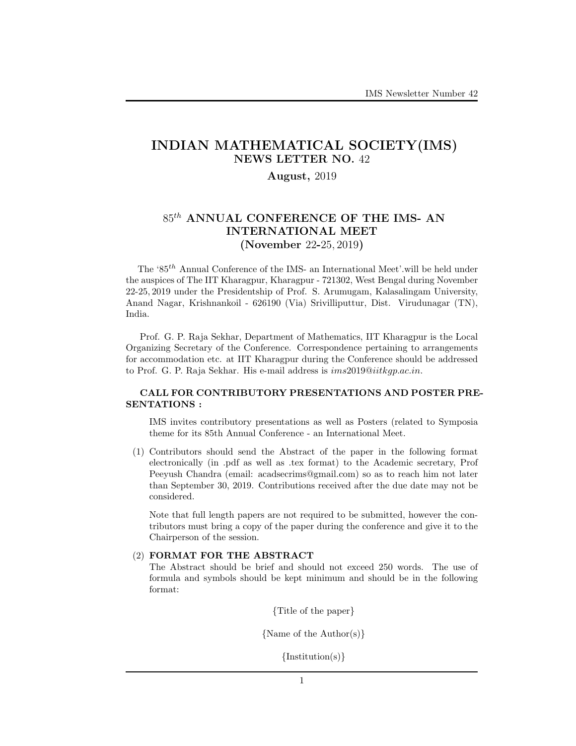# INDIAN MATHEMATICAL SOCIETY(IMS)
## NEWS LETTER NO. 42

**August, 2019**

## $85^{th}$ ANNUAL CONFERENCE OF THE IMS- AN INTERNATIONAL MEET (November 22-25, 2019)

The '$85^{th}$ Annual Conference of the IMS- an International Meet'.will be held under the auspices of The IIT Kharagpur, Kharagpur - 721302, West Bengal during November 22-25, 2019 under the Presidentship of Prof. S. Arumugam, Kalasalingam University, Anand Nagar, Krishnankoil - 626190 (Via) Srivilliputtur, Dist. Virudunagar (TN), India.

Prof. G. P. Raja Sekhar, Department of Mathematics, IIT Kharagpur is the Local Organizing Secretary of the Conference. Correspondence pertaining to arrangements for accommodation etc. at IIT Kharagpur during the Conference should be addressed to Prof. G. P. Raja Sekhar. His e-mail address is *ims2019@iitkgp.ac.in*.

**CALL FOR CONTRIBUTORY PRESENTATIONS AND POSTER PRESENTATIONS :**

IMS invites contributory presentations as well as Posters (related to Symposia theme for its 85th Annual Conference - an International Meet.

(1) Contributors should send the Abstract of the paper in the following format electronically (in .pdf as well as .tex format) to the Academic secretary, Prof Peeyush Chandra (email: acadsecrims@gmail.com) so as to reach him not later than September 30, 2019. Contributions received after the due date may not be considered.

Note that full length papers are not required to be submitted, however the contributors must bring a copy of the paper during the conference and give it to the Chairperson of the session.

(2) **FORMAT FOR THE ABSTRACT**
The Abstract should be brief and should not exceed 250 words. The use of formula and symbols should be kept minimum and should be in the following format:

{Title of the paper}

{Name of the Author(s)}

{Institution(s)}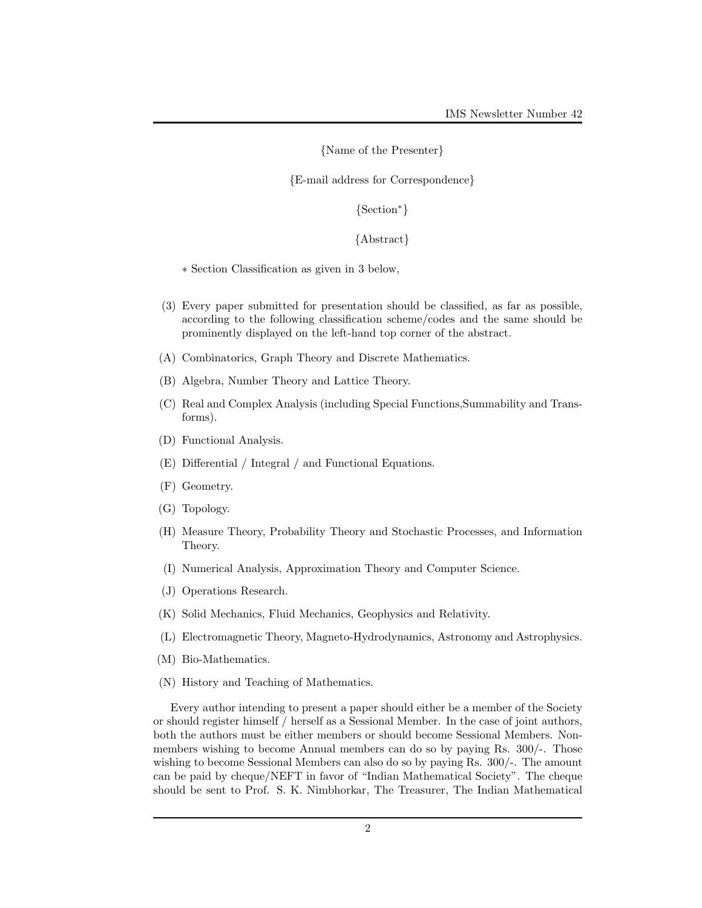{Name of the Presenter}

{E-mail address for Correspondence}

{Section*}

{Abstract}

* Section Classification as given in 3 below,

(3) Every paper submitted for presentation should be classified, as far as possible, according to the following classification scheme/codes and the same should be prominently displayed on the left-hand top corner of the abstract.

(A) Combinatorics, Graph Theory and Discrete Mathematics.

(B) Algebra, Number Theory and Lattice Theory.

(C) Real and Complex Analysis (including Special Functions,Summability and Transforms).

(D) Functional Analysis.

(E) Differential / Integral / and Functional Equations.

(F) Geometry.

(G) Topology.

(H) Measure Theory, Probability Theory and Stochastic Processes, and Information Theory.

(I) Numerical Analysis, Approximation Theory and Computer Science.

(J) Operations Research.

(K) Solid Mechanics, Fluid Mechanics, Geophysics and Relativity.

(L) Electromagnetic Theory, Magneto-Hydrodynamics, Astronomy and Astrophysics.

(M) Bio-Mathematics.

(N) History and Teaching of Mathematics.

Every author intending to present a paper should either be a member of the Society or should register himself / herself as a Sessional Member. In the case of joint authors, both the authors must be either members or should become Sessional Members. Non-members wishing to become Annual members can do so by paying Rs. 300/-. Those wishing to become Sessional Members can also do so by paying Rs. 300/-. The amount can be paid by cheque/NEFT in favor of "Indian Mathematical Society". The cheque should be sent to Prof. S. K. Nimbhorkar, The Treasurer, The Indian Mathematical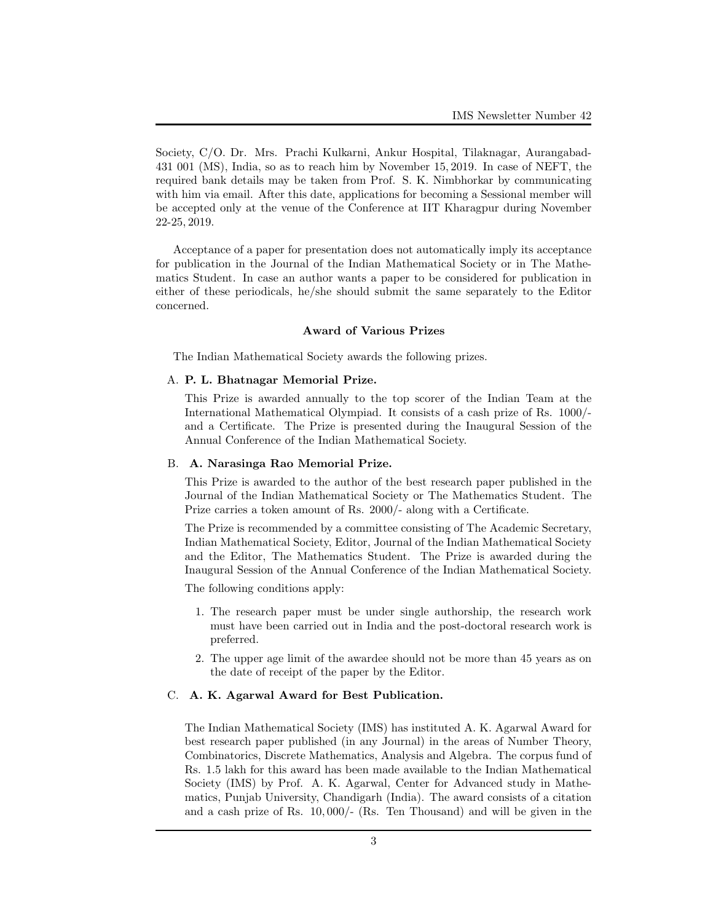Society, C/O. Dr. Mrs. Prachi Kulkarni, Ankur Hospital, Tilaknagar, Aurangabad-431 001 (MS), India, so as to reach him by November 15, 2019. In case of NEFT, the required bank details may be taken from Prof. S. K. Nimbhorkar by communicating with him via email. After this date, applications for becoming a Sessional member will be accepted only at the venue of the Conference at IIT Kharagpur during November 22-25, 2019.

Acceptance of a paper for presentation does not automatically imply its acceptance for publication in the Journal of the Indian Mathematical Society or in The Mathematics Student. In case an author wants a paper to be considered for publication in either of these periodicals, he/she should submit the same separately to the Editor concerned.

### Award of Various Prizes

The Indian Mathematical Society awards the following prizes.

A. **P. L. Bhatnagar Memorial Prize.**

This Prize is awarded annually to the top scorer of the Indian Team at the International Mathematical Olympiad. It consists of a cash prize of Rs. 1000/- and a Certificate. The Prize is presented during the Inaugural Session of the Annual Conference of the Indian Mathematical Society.

B. **A. Narasinga Rao Memorial Prize.**

This Prize is awarded to the author of the best research paper published in the Journal of the Indian Mathematical Society or The Mathematics Student. The Prize carries a token amount of Rs. 2000/- along with a Certificate.

The Prize is recommended by a committee consisting of The Academic Secretary, Indian Mathematical Society, Editor, Journal of the Indian Mathematical Society and the Editor, The Mathematics Student. The Prize is awarded during the Inaugural Session of the Annual Conference of the Indian Mathematical Society.

The following conditions apply:

1. The research paper must be under single authorship, the research work must have been carried out in India and the post-doctoral research work is preferred.
2. The upper age limit of the awardee should not be more than 45 years as on the date of receipt of the paper by the Editor.

C. **A. K. Agarwal Award for Best Publication.**

The Indian Mathematical Society (IMS) has instituted A. K. Agarwal Award for best research paper published (in any Journal) in the areas of Number Theory, Combinatorics, Discrete Mathematics, Analysis and Algebra. The corpus fund of Rs. 1.5 lakh for this award has been made available to the Indian Mathematical Society (IMS) by Prof. A. K. Agarwal, Center for Advanced study in Mathematics, Punjab University, Chandigarh (India). The award consists of a citation and a cash prize of Rs. 10,000/- (Rs. Ten Thousand) and will be given in the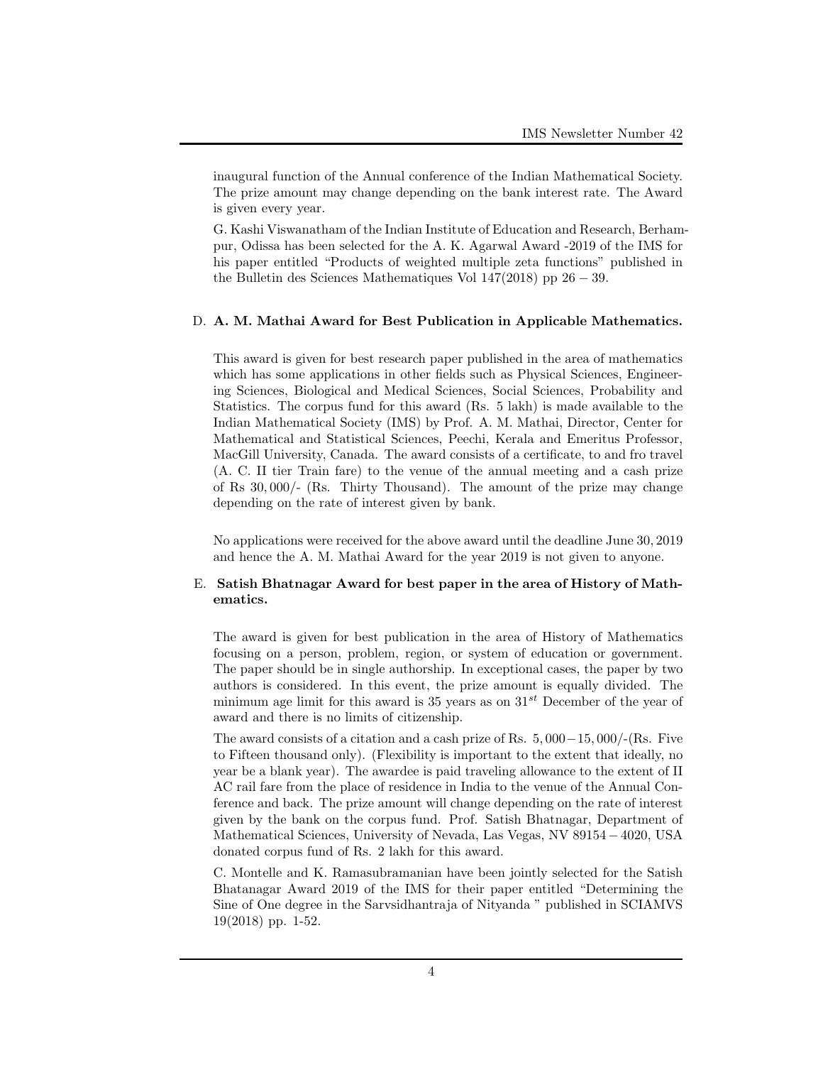inaugural function of the Annual conference of the Indian Mathematical Society. The prize amount may change depending on the bank interest rate. The Award is given every year.

G. Kashi Viswanatham of the Indian Institute of Education and Research, Berhampur, Odissa has been selected for the A. K. Agarwal Award -2019 of the IMS for his paper entitled "Products of weighted multiple zeta functions" published in the Bulletin des Sciences Mathematiques Vol 147(2018) pp $26-39$.

D. **A. M. Mathai Award for Best Publication in Applicable Mathematics.**

This award is given for best research paper published in the area of mathematics which has some applications in other fields such as Physical Sciences, Engineering Sciences, Biological and Medical Sciences, Social Sciences, Probability and Statistics. The corpus fund for this award (Rs. 5 lakh) is made available to the Indian Mathematical Society (IMS) by Prof. A. M. Mathai, Director, Center for Mathematical and Statistical Sciences, Peechi, Kerala and Emeritus Professor, MacGill University, Canada. The award consists of a certificate, to and fro travel (A. C. II tier Train fare) to the venue of the annual meeting and a cash prize of Rs $30,000$/- (Rs. Thirty Thousand). The amount of the prize may change depending on the rate of interest given by bank.

No applications were received for the above award until the deadline June $30, 2019$ and hence the A. M. Mathai Award for the year 2019 is not given to anyone.

E. **Satish Bhatnagar Award for best paper in the area of History of Mathematics.**

The award is given for best publication in the area of History of Mathematics focusing on a person, problem, region, or system of education or government. The paper should be in single authorship. In exceptional cases, the paper by two authors is considered. In this event, the prize amount is equally divided. The minimum age limit for this award is 35 years as on $31^{st}$ December of the year of award and there is no limits of citizenship.

The award consists of a citation and a cash prize of Rs. $5,000-15,000$/-(Rs. Five to Fifteen thousand only). (Flexibility is important to the extent that ideally, no year be a blank year). The awardee is paid traveling allowance to the extent of II AC rail fare from the place of residence in India to the venue of the Annual Conference and back. The prize amount will change depending on the rate of interest given by the bank on the corpus fund. Prof. Satish Bhatnagar, Department of Mathematical Sciences, University of Nevada, Las Vegas, NV $89154-4020$, USA donated corpus fund of Rs. 2 lakh for this award.

C. Montelle and K. Ramasubramanian have been jointly selected for the Satish Bhatanagar Award 2019 of the IMS for their paper entitled "Determining the Sine of One degree in the Sarvsidhantraja of Nityanda " published in SCIAMVS 19(2018) pp. 1-52.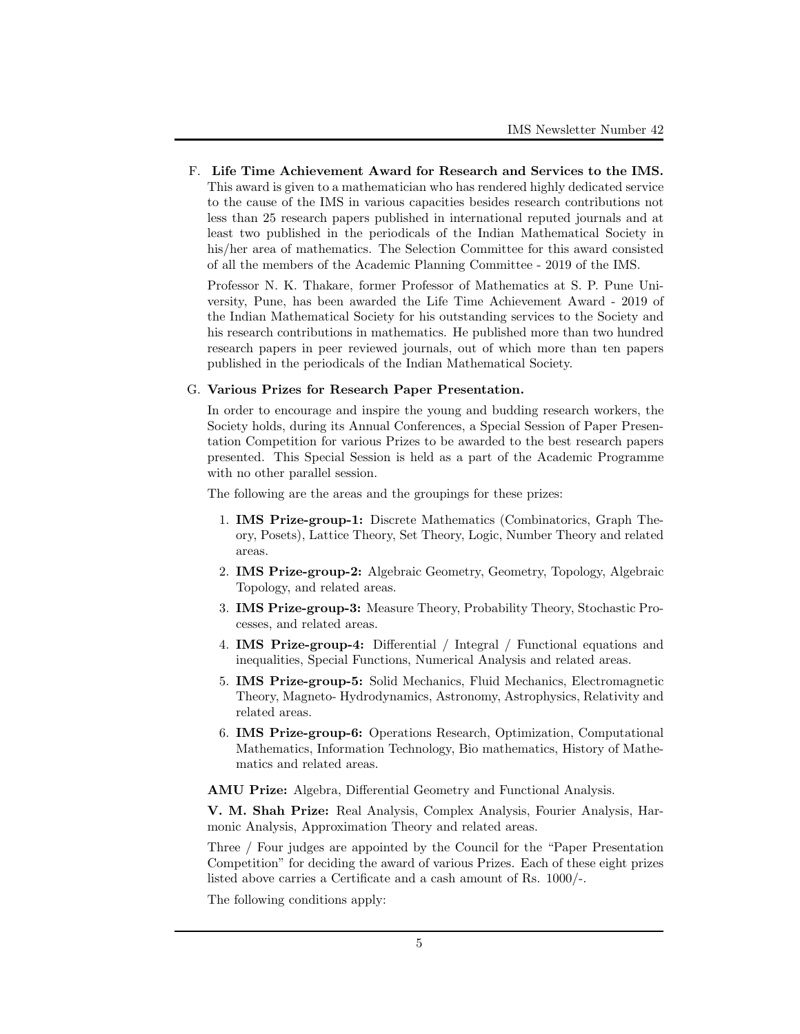F. **Life Time Achievement Award for Research and Services to the IMS.** This award is given to a mathematician who has rendered highly dedicated service to the cause of the IMS in various capacities besides research contributions not less than 25 research papers published in international reputed journals and at least two published in the periodicals of the Indian Mathematical Society in his/her area of mathematics. The Selection Committee for this award consisted of all the members of the Academic Planning Committee - 2019 of the IMS.

   Professor N. K. Thakare, former Professor of Mathematics at S. P. Pune University, Pune, has been awarded the Life Time Achievement Award - 2019 of the Indian Mathematical Society for his outstanding services to the Society and his research contributions in mathematics. He published more than two hundred research papers in peer reviewed journals, out of which more than ten papers published in the periodicals of the Indian Mathematical Society.

G. **Various Prizes for Research Paper Presentation.**

   In order to encourage and inspire the young and budding research workers, the Society holds, during its Annual Conferences, a Special Session of Paper Presentation Competition for various Prizes to be awarded to the best research papers presented. This Special Session is held as a part of the Academic Programme with no other parallel session.

   The following are the areas and the groupings for these prizes:

   1. **IMS Prize-group-1:** Discrete Mathematics (Combinatorics, Graph Theory, Posets), Lattice Theory, Set Theory, Logic, Number Theory and related areas.
   2. **IMS Prize-group-2:** Algebraic Geometry, Geometry, Topology, Algebraic Topology, and related areas.
   3. **IMS Prize-group-3:** Measure Theory, Probability Theory, Stochastic Processes, and related areas.
   4. **IMS Prize-group-4:** Differential / Integral / Functional equations and inequalities, Special Functions, Numerical Analysis and related areas.
   5. **IMS Prize-group-5:** Solid Mechanics, Fluid Mechanics, Electromagnetic Theory, Magneto- Hydrodynamics, Astronomy, Astrophysics, Relativity and related areas.
   6. **IMS Prize-group-6:** Operations Research, Optimization, Computational Mathematics, Information Technology, Bio mathematics, History of Mathematics and related areas.

   **AMU Prize:** Algebra, Differential Geometry and Functional Analysis.

   **V. M. Shah Prize:** Real Analysis, Complex Analysis, Fourier Analysis, Harmonic Analysis, Approximation Theory and related areas.

   Three / Four judges are appointed by the Council for the "Paper Presentation Competition" for deciding the award of various Prizes. Each of these eight prizes listed above carries a Certificate and a cash amount of Rs. 1000/-.

   The following conditions apply: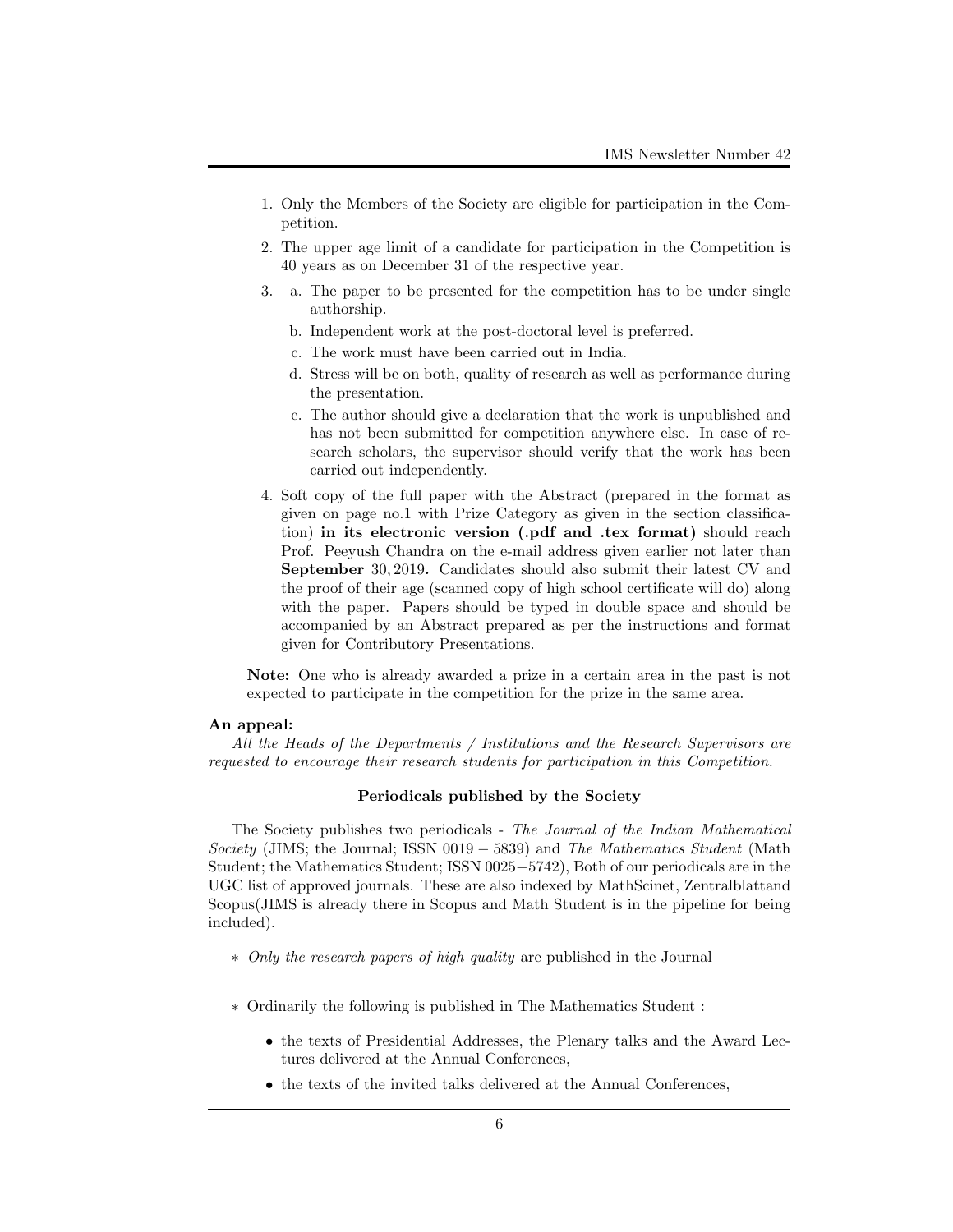1. Only the Members of the Society are eligible for participation in the Competition.
2. The upper age limit of a candidate for participation in the Competition is 40 years as on December 31 of the respective year.
3. a. The paper to be presented for the competition has to be under single authorship.
   b. Independent work at the post-doctoral level is preferred.
   c. The work must have been carried out in India.
   d. Stress will be on both, quality of research as well as performance during the presentation.
   e. The author should give a declaration that the work is unpublished and has not been submitted for competition anywhere else. In case of research scholars, the supervisor should verify that the work has been carried out independently.
4. Soft copy of the full paper with the Abstract (prepared in the format as given on page no.1 with Prize Category as given in the section classification) **in its electronic version (.pdf and .tex format)** should reach Prof. Peeyush Chandra on the e-mail address given earlier not later than **September** $30, 2019$**.** Candidates should also submit their latest CV and the proof of their age (scanned copy of high school certificate will do) along with the paper. Papers should be typed in double space and should be accompanied by an Abstract prepared as per the instructions and format given for Contributory Presentations.

**Note:** One who is already awarded a prize in a certain area in the past is not expected to participate in the competition for the prize in the same area.

**An appeal:**

*All the Heads of the Departments / Institutions and the Research Supervisors are requested to encourage their research students for participation in this Competition.*

### Periodicals published by the Society

The Society publishes two periodicals - *The Journal of the Indian Mathematical Society* (JIMS; the Journal; ISSN $0019 - 5839$) and *The Mathematics Student* (Math Student; the Mathematics Student; ISSN $0025 - 5742$), Both of our periodicals are in the UGC list of approved journals. These are also indexed by MathScinet, Zentralblattand Scopus(JIMS is already there in Scopus and Math Student is in the pipeline for being included).

∗ *Only the research papers of high quality* are published in the Journal

∗ Ordinarily the following is published in The Mathematics Student :

- the texts of Presidential Addresses, the Plenary talks and the Award Lectures delivered at the Annual Conferences,
- the texts of the invited talks delivered at the Annual Conferences,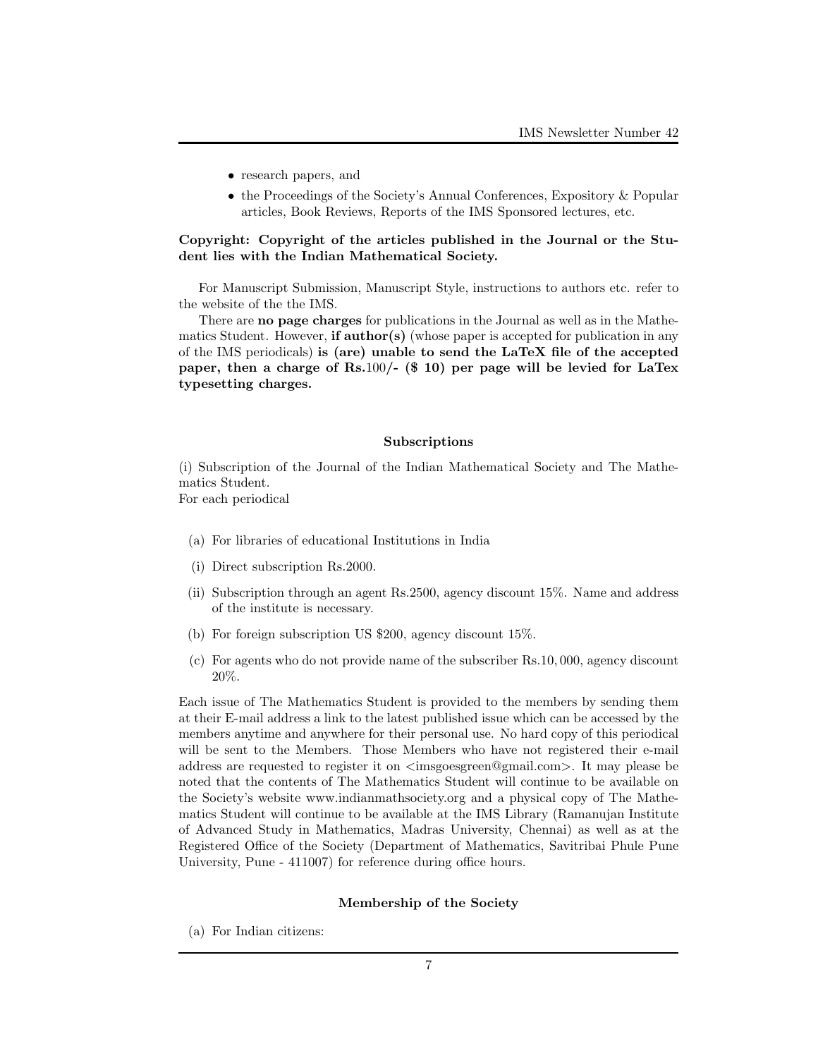- research papers, and
- the Proceedings of the Society's Annual Conferences, Expository & Popular articles, Book Reviews, Reports of the IMS Sponsored lectures, etc.

**Copyright: Copyright of the articles published in the Journal or the Student lies with the Indian Mathematical Society.**

For Manuscript Submission, Manuscript Style, instructions to authors etc. refer to the website of the the IMS.

There are **no page charges** for publications in the Journal as well as in the Mathematics Student. However, **if author(s)** (whose paper is accepted for publication in any of the IMS periodicals) **is (are) unable to send the LaTeX file of the accepted paper, then a charge of Rs.100/- ($ 10) per page will be levied for LaTex typesetting charges.**

#### Subscriptions

(i) Subscription of the Journal of the Indian Mathematical Society and The Mathematics Student.
For each periodical

(a) For libraries of educational Institutions in India

(i) Direct subscription Rs.2000.

(ii) Subscription through an agent Rs.2500, agency discount 15%. Name and address of the institute is necessary.

(b) For foreign subscription US $200, agency discount 15%.

(c) For agents who do not provide name of the subscriber Rs.10,000, agency discount 20%.

Each issue of The Mathematics Student is provided to the members by sending them at their E-mail address a link to the latest published issue which can be accessed by the members anytime and anywhere for their personal use. No hard copy of this periodical will be sent to the Members. Those Members who have not registered their e-mail address are requested to register it on <imsgoesgreen@gmail.com>. It may please be noted that the contents of The Mathematics Student will continue to be available on the Society's website www.indianmathsociety.org and a physical copy of The Mathematics Student will continue to be available at the IMS Library (Ramanujan Institute of Advanced Study in Mathematics, Madras University, Chennai) as well as at the Registered Office of the Society (Department of Mathematics, Savitribai Phule Pune University, Pune - 411007) for reference during office hours.

#### Membership of the Society

(a) For Indian citizens: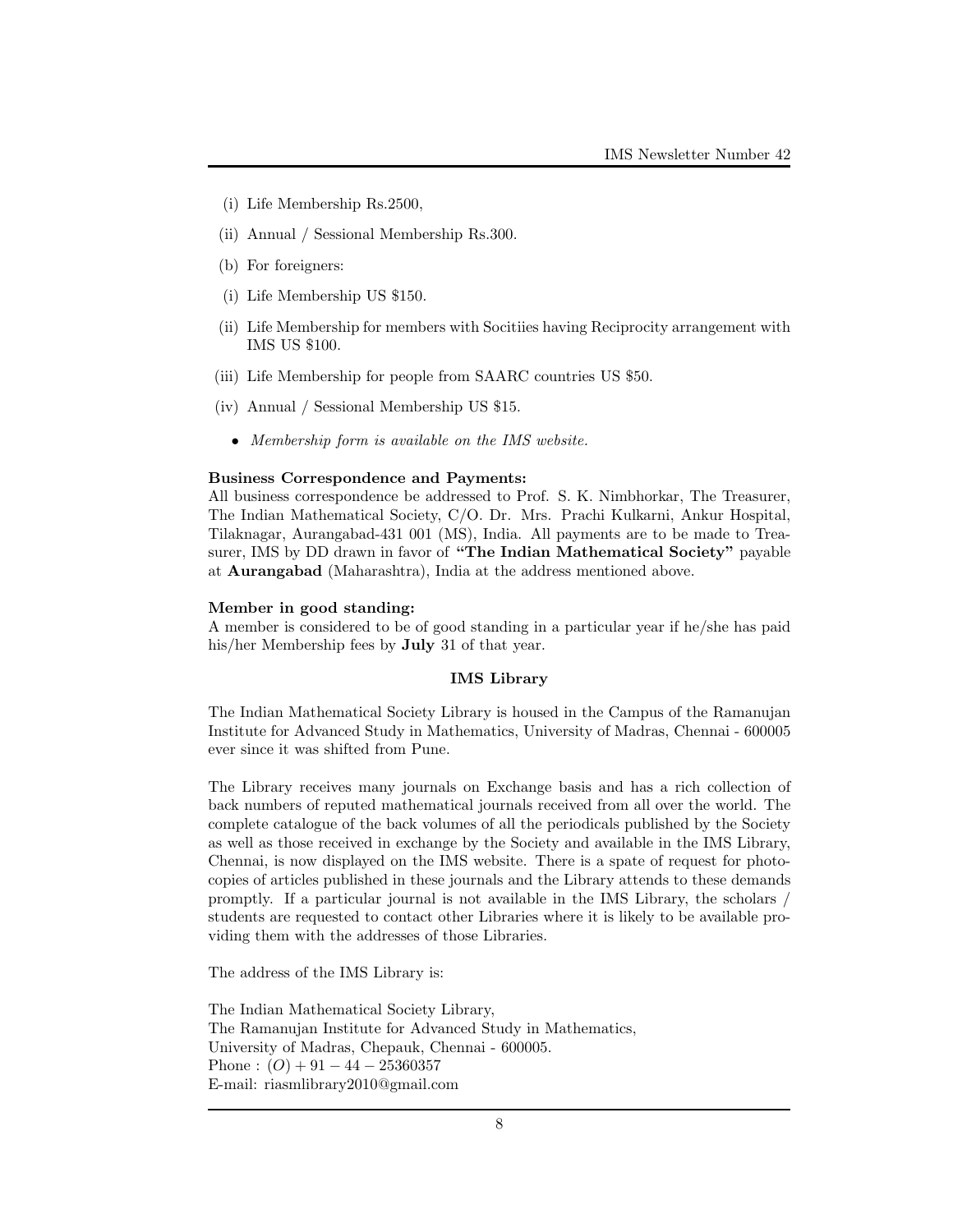(i) Life Membership Rs.2500,

(ii) Annual / Sessional Membership Rs.300.

(b) For foreigners:

(i) Life Membership US $150.

(ii) Life Membership for members with Socitiies having Reciprocity arrangement with IMS US $100.

(iii) Life Membership for people from SAARC countries US $50.

(iv) Annual / Sessional Membership US $15.

- *Membership form is available on the IMS website.*

**Business Correspondence and Payments:**
All business correspondence be addressed to Prof. S. K. Nimbhorkar, The Treasurer, The Indian Mathematical Society, C/O. Dr. Mrs. Prachi Kulkarni, Ankur Hospital, Tilaknagar, Aurangabad-431 001 (MS), India. All payments are to be made to Treasurer, IMS by DD drawn in favor of **"The Indian Mathematical Society"** payable at **Aurangabad** (Maharashtra), India at the address mentioned above.

**Member in good standing:**
A member is considered to be of good standing in a particular year if he/she has paid his/her Membership fees by **July** 31 of that year.

### IMS Library

The Indian Mathematical Society Library is housed in the Campus of the Ramanujan Institute for Advanced Study in Mathematics, University of Madras, Chennai - 600005 ever since it was shifted from Pune.

The Library receives many journals on Exchange basis and has a rich collection of back numbers of reputed mathematical journals received from all over the world. The complete catalogue of the back volumes of all the periodicals published by the Society as well as those received in exchange by the Society and available in the IMS Library, Chennai, is now displayed on the IMS website. There is a spate of request for photocopies of articles published in these journals and the Library attends to these demands promptly. If a particular journal is not available in the IMS Library, the scholars / students are requested to contact other Libraries where it is likely to be available providing them with the addresses of those Libraries.

The address of the IMS Library is:

The Indian Mathematical Society Library,
The Ramanujan Institute for Advanced Study in Mathematics,
University of Madras, Chepauk, Chennai - 600005.
Phone : (O) +91 − 44 − 25360357
E-mail: riasmlibrary2010@gmail.com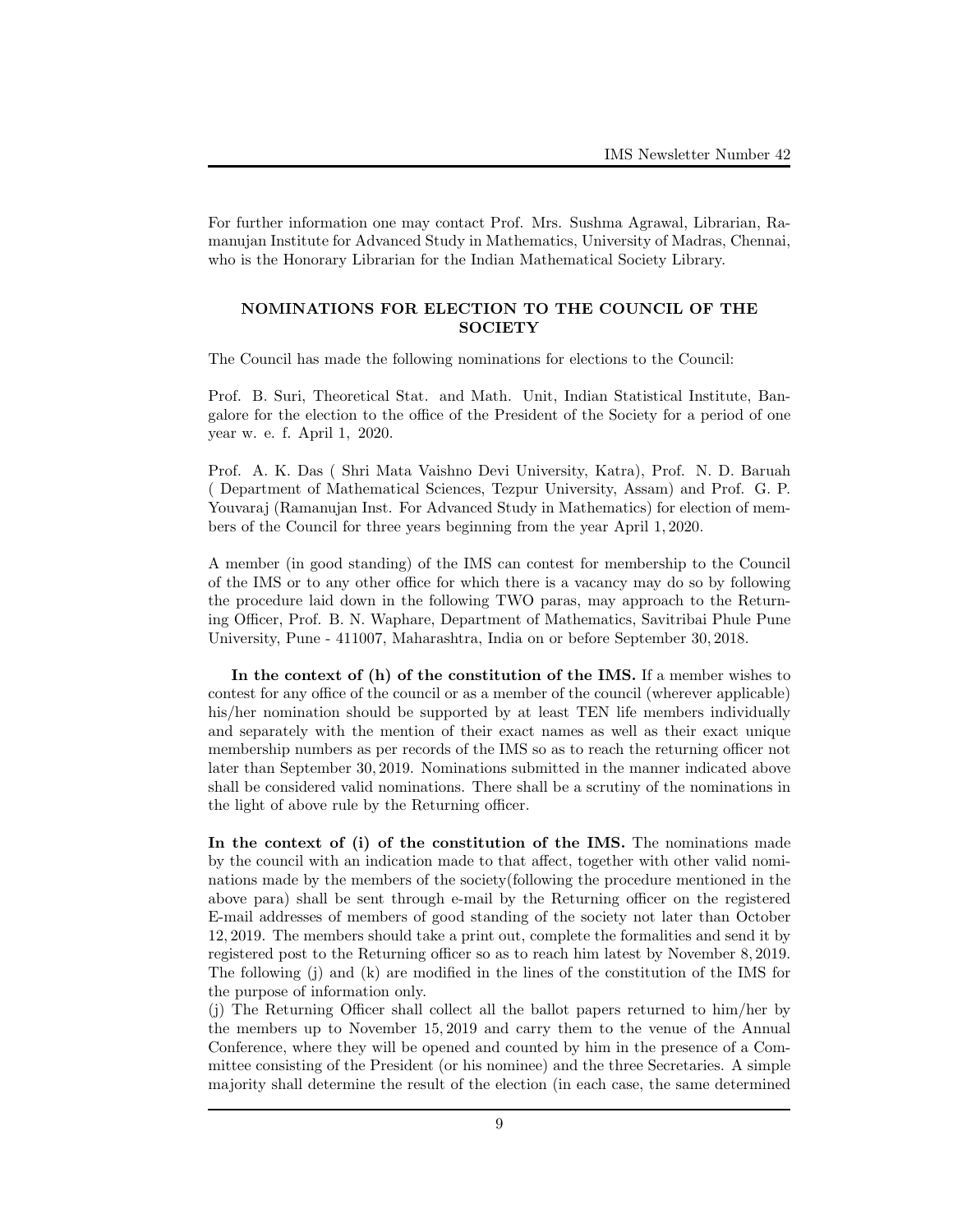For further information one may contact Prof. Mrs. Sushma Agrawal, Librarian, Ramanujan Institute for Advanced Study in Mathematics, University of Madras, Chennai, who is the Honorary Librarian for the Indian Mathematical Society Library.

## NOMINATIONS FOR ELECTION TO THE COUNCIL OF THE SOCIETY

The Council has made the following nominations for elections to the Council:

Prof. B. Suri, Theoretical Stat. and Math. Unit, Indian Statistical Institute, Bangalore for the election to the office of the President of the Society for a period of one year w. e. f. April 1, 2020.

Prof. A. K. Das ( Shri Mata Vaishno Devi University, Katra), Prof. N. D. Baruah ( Department of Mathematical Sciences, Tezpur University, Assam) and Prof. G. P. Youvaraj (Ramanujan Inst. For Advanced Study in Mathematics) for election of members of the Council for three years beginning from the year April 1, 2020.

A member (in good standing) of the IMS can contest for membership to the Council of the IMS or to any other office for which there is a vacancy may do so by following the procedure laid down in the following TWO paras, may approach to the Returning Officer, Prof. B. N. Waphare, Department of Mathematics, Savitribai Phule Pune University, Pune - 411007, Maharashtra, India on or before September 30, 2018.

**In the context of (h) of the constitution of the IMS.** If a member wishes to contest for any office of the council or as a member of the council (wherever applicable) his/her nomination should be supported by at least TEN life members individually and separately with the mention of their exact names as well as their exact unique membership numbers as per records of the IMS so as to reach the returning officer not later than September 30, 2019. Nominations submitted in the manner indicated above shall be considered valid nominations. There shall be a scrutiny of the nominations in the light of above rule by the Returning officer.

**In the context of (i) of the constitution of the IMS.** The nominations made by the council with an indication made to that affect, together with other valid nominations made by the members of the society(following the procedure mentioned in the above para) shall be sent through e-mail by the Returning officer on the registered E-mail addresses of members of good standing of the society not later than October 12, 2019. The members should take a print out, complete the formalities and send it by registered post to the Returning officer so as to reach him latest by November 8, 2019. The following (j) and (k) are modified in the lines of the constitution of the IMS for the purpose of information only.

(j) The Returning Officer shall collect all the ballot papers returned to him/her by the members up to November 15, 2019 and carry them to the venue of the Annual Conference, where they will be opened and counted by him in the presence of a Committee consisting of the President (or his nominee) and the three Secretaries. A simple majority shall determine the result of the election (in each case, the same determined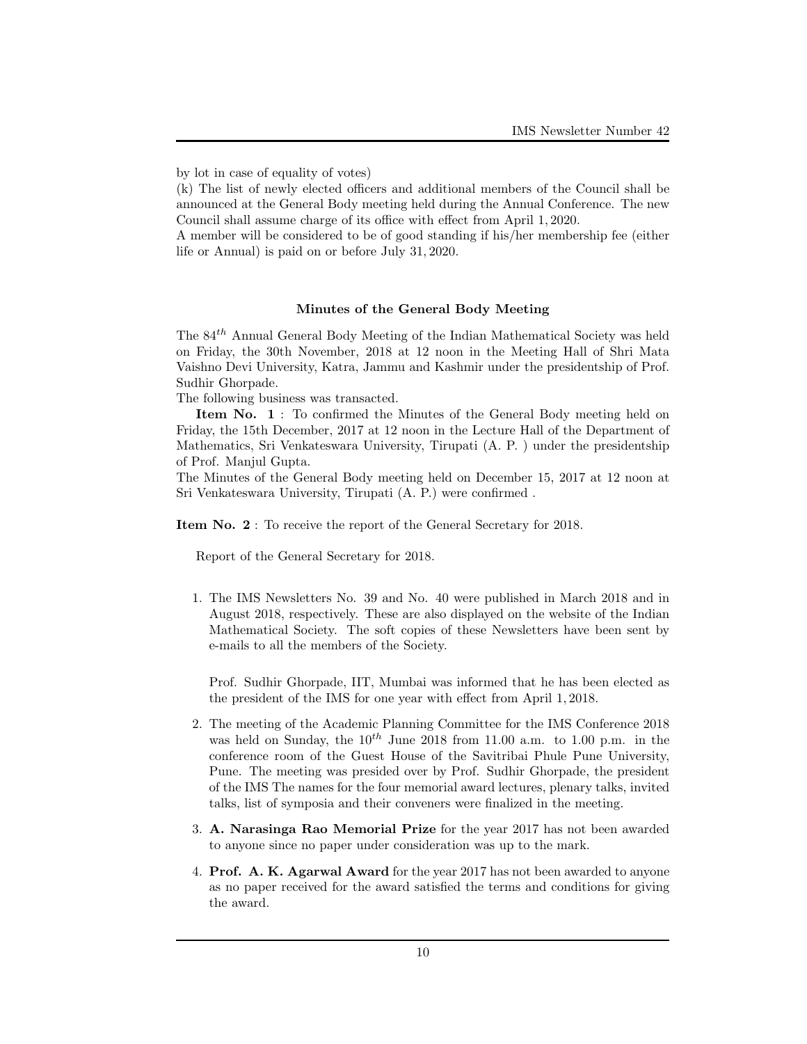by lot in case of equality of votes)

(k) The list of newly elected officers and additional members of the Council shall be announced at the General Body meeting held during the Annual Conference. The new Council shall assume charge of its office with effect from April 1, 2020.

A member will be considered to be of good standing if his/her membership fee (either life or Annual) is paid on or before July 31, 2020.

### Minutes of the General Body Meeting

The $84^{th}$ Annual General Body Meeting of the Indian Mathematical Society was held on Friday, the 30th November, 2018 at 12 noon in the Meeting Hall of Shri Mata Vaishno Devi University, Katra, Jammu and Kashmir under the presidentship of Prof. Sudhir Ghorpade.

The following business was transacted.

**Item No. 1** : To confirmed the Minutes of the General Body meeting held on Friday, the 15th December, 2017 at 12 noon in the Lecture Hall of the Department of Mathematics, Sri Venkateswara University, Tirupati (A. P. ) under the presidentship of Prof. Manjul Gupta.

The Minutes of the General Body meeting held on December 15, 2017 at 12 noon at Sri Venkateswara University, Tirupati (A. P.) were confirmed .

**Item No. 2** : To receive the report of the General Secretary for 2018.

Report of the General Secretary for 2018.

1. The IMS Newsletters No. 39 and No. 40 were published in March 2018 and in August 2018, respectively. These are also displayed on the website of the Indian Mathematical Society. The soft copies of these Newsletters have been sent by e-mails to all the members of the Society.

   Prof. Sudhir Ghorpade, IIT, Mumbai was informed that he has been elected as the president of the IMS for one year with effect from April 1, 2018.

2. The meeting of the Academic Planning Committee for the IMS Conference 2018 was held on Sunday, the $10^{th}$ June 2018 from 11.00 a.m. to 1.00 p.m. in the conference room of the Guest House of the Savitribai Phule Pune University, Pune. The meeting was presided over by Prof. Sudhir Ghorpade, the president of the IMS The names for the four memorial award lectures, plenary talks, invited talks, list of symposia and their conveners were finalized in the meeting.

3. **A. Narasinga Rao Memorial Prize** for the year 2017 has not been awarded to anyone since no paper under consideration was up to the mark.

4. **Prof. A. K. Agarwal Award** for the year 2017 has not been awarded to anyone as no paper received for the award satisfied the terms and conditions for giving the award.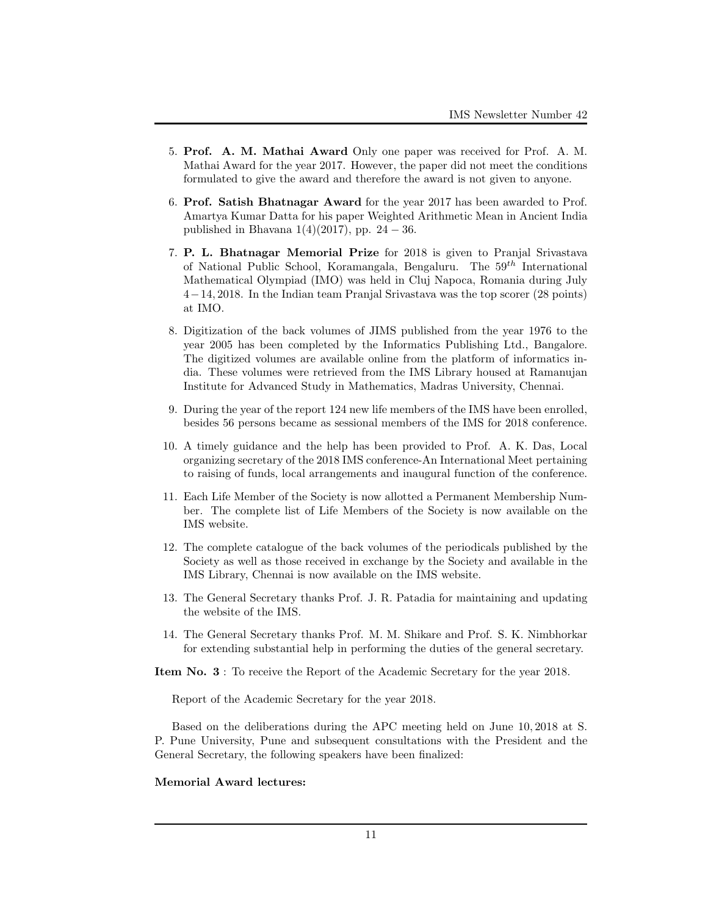5. **Prof. A. M. Mathai Award** Only one paper was received for Prof. A. M. Mathai Award for the year 2017. However, the paper did not meet the conditions formulated to give the award and therefore the award is not given to anyone.

6. **Prof. Satish Bhatnagar Award** for the year 2017 has been awarded to Prof. Amartya Kumar Datta for his paper Weighted Arithmetic Mean in Ancient India published in Bhavana 1(4)(2017), pp. $24 - 36$.

7. **P. L. Bhatnagar Memorial Prize** for 2018 is given to Pranjal Srivastava of National Public School, Koramangala, Bengaluru. The $59^{th}$ International Mathematical Olympiad (IMO) was held in Cluj Napoca, Romania during July $4 - 14, 2018$. In the Indian team Pranjal Srivastava was the top scorer (28 points) at IMO.

8. Digitization of the back volumes of JIMS published from the year 1976 to the year 2005 has been completed by the Informatics Publishing Ltd., Bangalore. The digitized volumes are available online from the platform of informatics india. These volumes were retrieved from the IMS Library housed at Ramanujan Institute for Advanced Study in Mathematics, Madras University, Chennai.

9. During the year of the report 124 new life members of the IMS have been enrolled, besides 56 persons became as sessional members of the IMS for 2018 conference.

10. A timely guidance and the help has been provided to Prof. A. K. Das, Local organizing secretary of the 2018 IMS conference-An International Meet pertaining to raising of funds, local arrangements and inaugural function of the conference.

11. Each Life Member of the Society is now allotted a Permanent Membership Number. The complete list of Life Members of the Society is now available on the IMS website.

12. The complete catalogue of the back volumes of the periodicals published by the Society as well as those received in exchange by the Society and available in the IMS Library, Chennai is now available on the IMS website.

13. The General Secretary thanks Prof. J. R. Patadia for maintaining and updating the website of the IMS.

14. The General Secretary thanks Prof. M. M. Shikare and Prof. S. K. Nimbhorkar for extending substantial help in performing the duties of the general secretary.

**Item No. 3** : To receive the Report of the Academic Secretary for the year 2018.

Report of the Academic Secretary for the year 2018.

Based on the deliberations during the APC meeting held on June 10, 2018 at S. P. Pune University, Pune and subsequent consultations with the President and the General Secretary, the following speakers have been finalized:

**Memorial Award lectures:**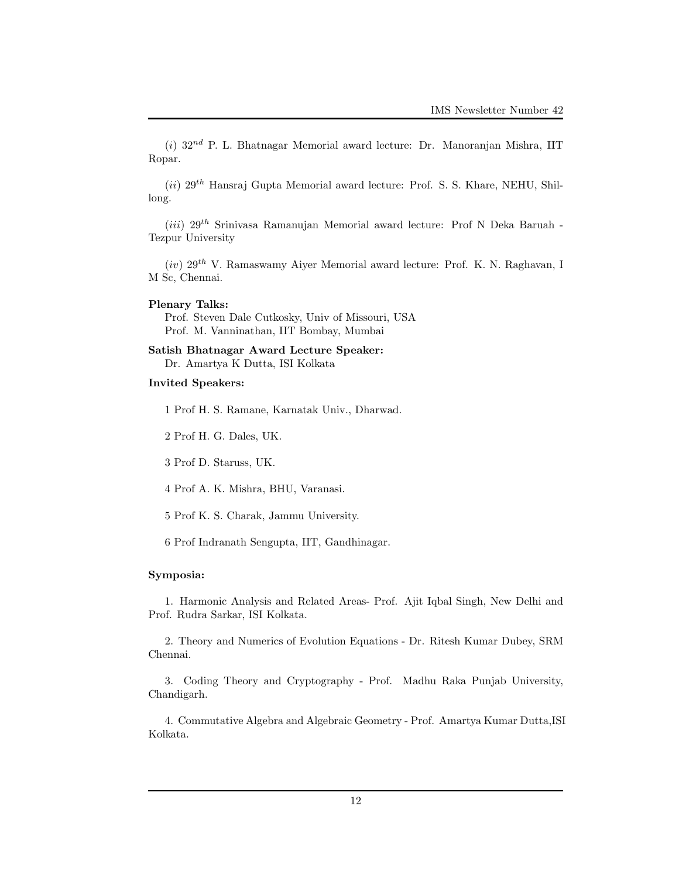(*i*) $32^{nd}$ P. L. Bhatnagar Memorial award lecture: Dr. Manoranjan Mishra, IIT Ropar.

(*ii*) $29^{th}$ Hansraj Gupta Memorial award lecture: Prof. S. S. Khare, NEHU, Shillong.

(*iii*) $29^{th}$ Srinivasa Ramanujan Memorial award lecture: Prof N Deka Baruah - Tezpur University

(*iv*) $29^{th}$ V. Ramaswamy Aiyer Memorial award lecture: Prof. K. N. Raghavan, I M Sc, Chennai.

**Plenary Talks:**

Prof. Steven Dale Cutkosky, Univ of Missouri, USA
Prof. M. Vanninathan, IIT Bombay, Mumbai

**Satish Bhatnagar Award Lecture Speaker:**

Dr. Amartya K Dutta, ISI Kolkata

**Invited Speakers:**

1 Prof H. S. Ramane, Karnatak Univ., Dharwad.

2 Prof H. G. Dales, UK.

3 Prof D. Staruss, UK.

4 Prof A. K. Mishra, BHU, Varanasi.

5 Prof K. S. Charak, Jammu University.

6 Prof Indranath Sengupta, IIT, Gandhinagar.

**Symposia:**

1. Harmonic Analysis and Related Areas- Prof. Ajit Iqbal Singh, New Delhi and Prof. Rudra Sarkar, ISI Kolkata.

2. Theory and Numerics of Evolution Equations - Dr. Ritesh Kumar Dubey, SRM Chennai.

3. Coding Theory and Cryptography - Prof. Madhu Raka Punjab University, Chandigarh.

4. Commutative Algebra and Algebraic Geometry - Prof. Amartya Kumar Dutta,ISI Kolkata.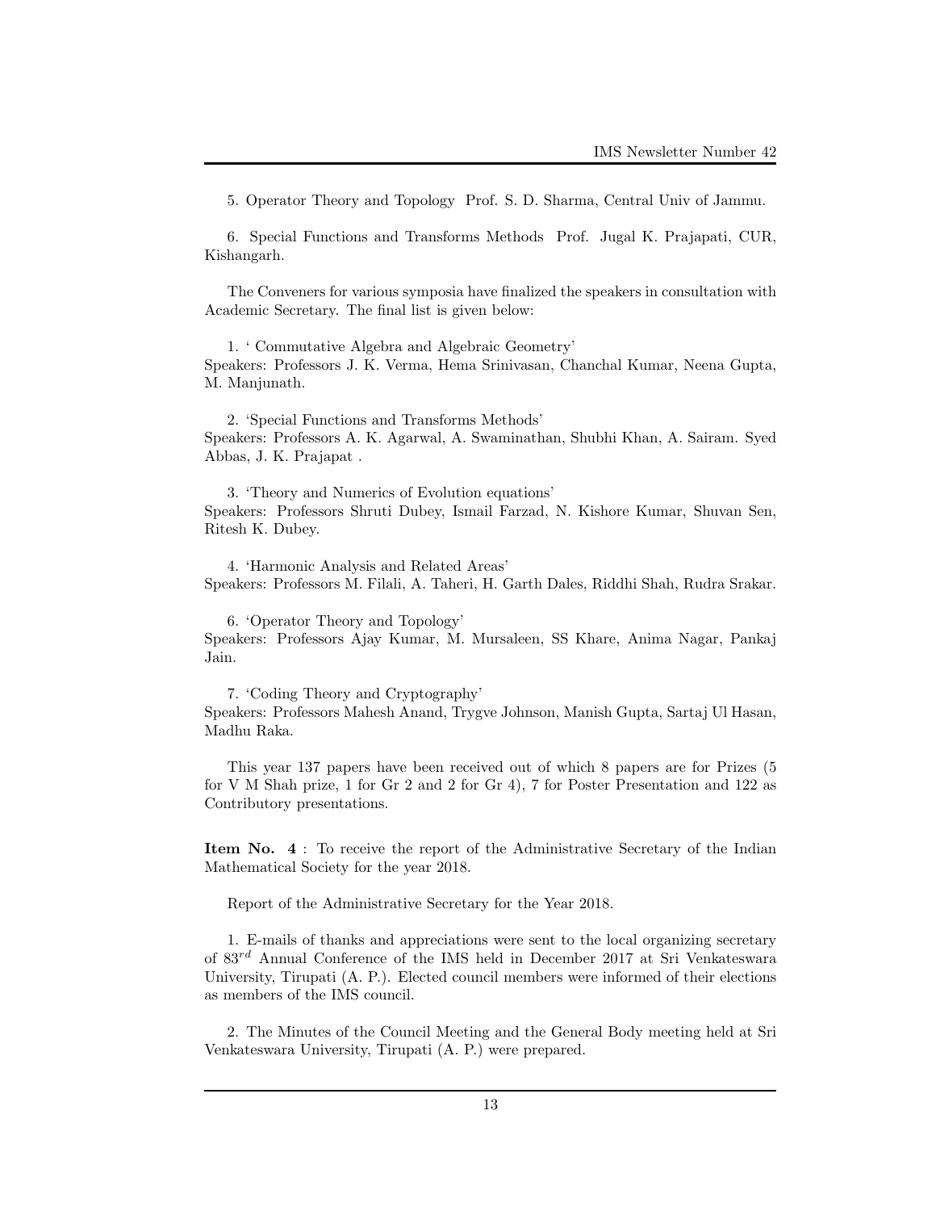5. Operator Theory and Topology Prof. S. D. Sharma, Central Univ of Jammu.

6. Special Functions and Transforms Methods Prof. Jugal K. Prajapati, CUR, Kishangarh.

The Conveners for various symposia have finalized the speakers in consultation with Academic Secretary. The final list is given below:

1. ' Commutative Algebra and Algebraic Geometry'
Speakers: Professors J. K. Verma, Hema Srinivasan, Chanchal Kumar, Neena Gupta, M. Manjunath.

2. 'Special Functions and Transforms Methods'
Speakers: Professors A. K. Agarwal, A. Swaminathan, Shubhi Khan, A. Sairam. Syed Abbas, J. K. Prajapat .

3. 'Theory and Numerics of Evolution equations'
Speakers: Professors Shruti Dubey, Ismail Farzad, N. Kishore Kumar, Shuvan Sen, Ritesh K. Dubey.

4. 'Harmonic Analysis and Related Areas'
Speakers: Professors M. Filali, A. Taheri, H. Garth Dales, Riddhi Shah, Rudra Srakar.

6. 'Operator Theory and Topology'
Speakers: Professors Ajay Kumar, M. Mursaleen, SS Khare, Anima Nagar, Pankaj Jain.

7. 'Coding Theory and Cryptography'
Speakers: Professors Mahesh Anand, Trygve Johnson, Manish Gupta, Sartaj Ul Hasan, Madhu Raka.

This year 137 papers have been received out of which 8 papers are for Prizes (5 for V M Shah prize, 1 for Gr 2 and 2 for Gr 4), 7 for Poster Presentation and 122 as Contributory presentations.

**Item No. 4** : To receive the report of the Administrative Secretary of the Indian Mathematical Society for the year 2018.

Report of the Administrative Secretary for the Year 2018.

1. E-mails of thanks and appreciations were sent to the local organizing secretary of $83^{rd}$ Annual Conference of the IMS held in December 2017 at Sri Venkateswara University, Tirupati (A. P.). Elected council members were informed of their elections as members of the IMS council.

2. The Minutes of the Council Meeting and the General Body meeting held at Sri Venkateswara University, Tirupati (A. P.) were prepared.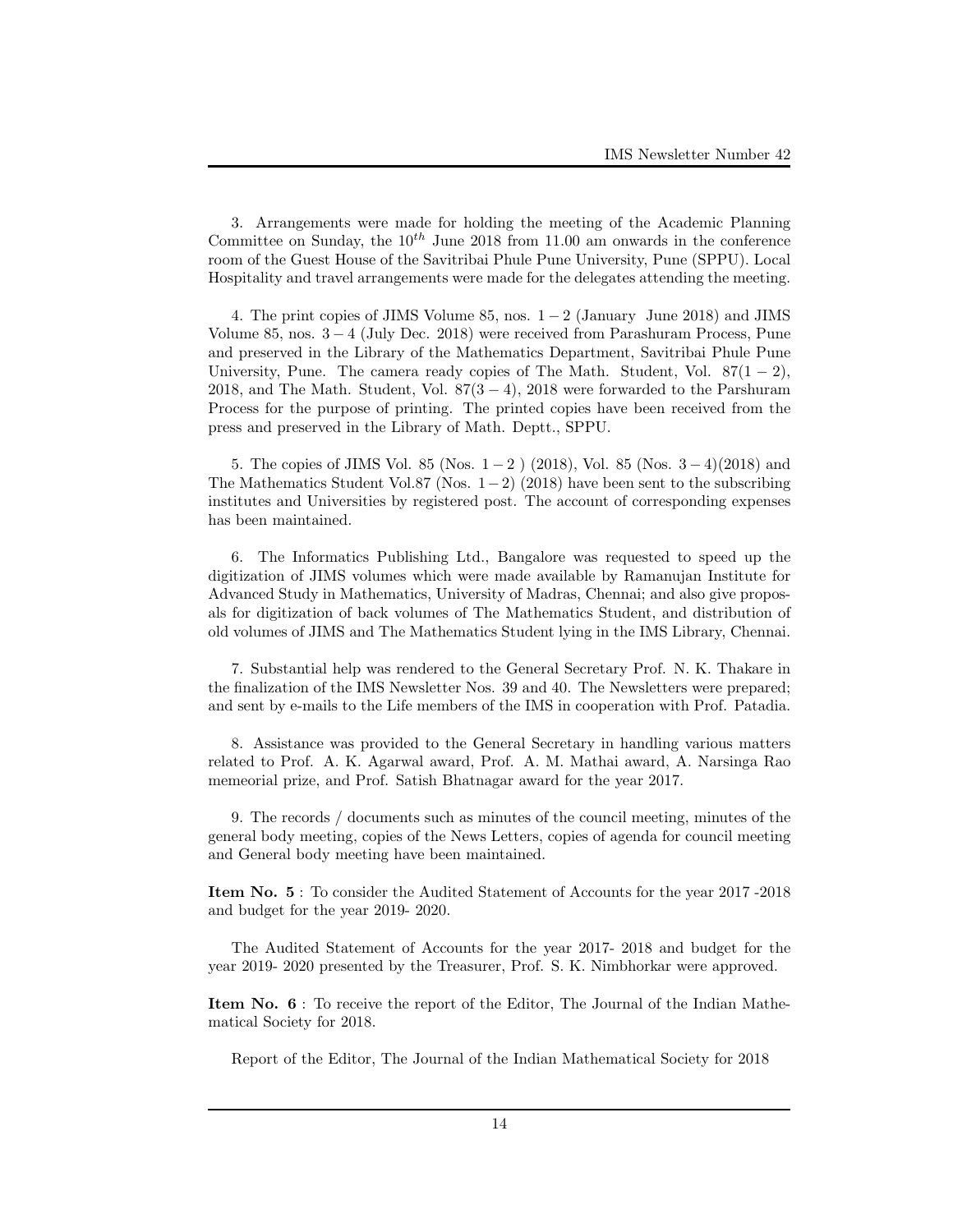3. Arrangements were made for holding the meeting of the Academic Planning Committee on Sunday, the $10^{th}$ June 2018 from 11.00 am onwards in the conference room of the Guest House of the Savitribai Phule Pune University, Pune (SPPU). Local Hospitality and travel arrangements were made for the delegates attending the meeting.

4. The print copies of JIMS Volume 85, nos. $1-2$ (January June 2018) and JIMS Volume 85, nos. $3-4$ (July Dec. 2018) were received from Parashuram Process, Pune and preserved in the Library of the Mathematics Department, Savitribai Phule Pune University, Pune. The camera ready copies of The Math. Student, Vol. $87(1-2)$, 2018, and The Math. Student, Vol. $87(3-4)$, 2018 were forwarded to the Parshuram Process for the purpose of printing. The printed copies have been received from the press and preserved in the Library of Math. Deptt., SPPU.

5. The copies of JIMS Vol. 85 (Nos. $1-2$ ) (2018), Vol. 85 (Nos. $3-4$)(2018) and The Mathematics Student Vol.87 (Nos. $1-2$) (2018) have been sent to the subscribing institutes and Universities by registered post. The account of corresponding expenses has been maintained.

6. The Informatics Publishing Ltd., Bangalore was requested to speed up the digitization of JIMS volumes which were made available by Ramanujan Institute for Advanced Study in Mathematics, University of Madras, Chennai; and also give proposals for digitization of back volumes of The Mathematics Student, and distribution of old volumes of JIMS and The Mathematics Student lying in the IMS Library, Chennai.

7. Substantial help was rendered to the General Secretary Prof. N. K. Thakare in the finalization of the IMS Newsletter Nos. 39 and 40. The Newsletters were prepared; and sent by e-mails to the Life members of the IMS in cooperation with Prof. Patadia.

8. Assistance was provided to the General Secretary in handling various matters related to Prof. A. K. Agarwal award, Prof. A. M. Mathai award, A. Narsinga Rao memeorial prize, and Prof. Satish Bhatnagar award for the year 2017.

9. The records / documents such as minutes of the council meeting, minutes of the general body meeting, copies of the News Letters, copies of agenda for council meeting and General body meeting have been maintained.

**Item No. 5** : To consider the Audited Statement of Accounts for the year 2017 -2018 and budget for the year 2019- 2020.

The Audited Statement of Accounts for the year 2017- 2018 and budget for the year 2019- 2020 presented by the Treasurer, Prof. S. K. Nimbhorkar were approved.

**Item No. 6** : To receive the report of the Editor, The Journal of the Indian Mathematical Society for 2018.

Report of the Editor, The Journal of the Indian Mathematical Society for 2018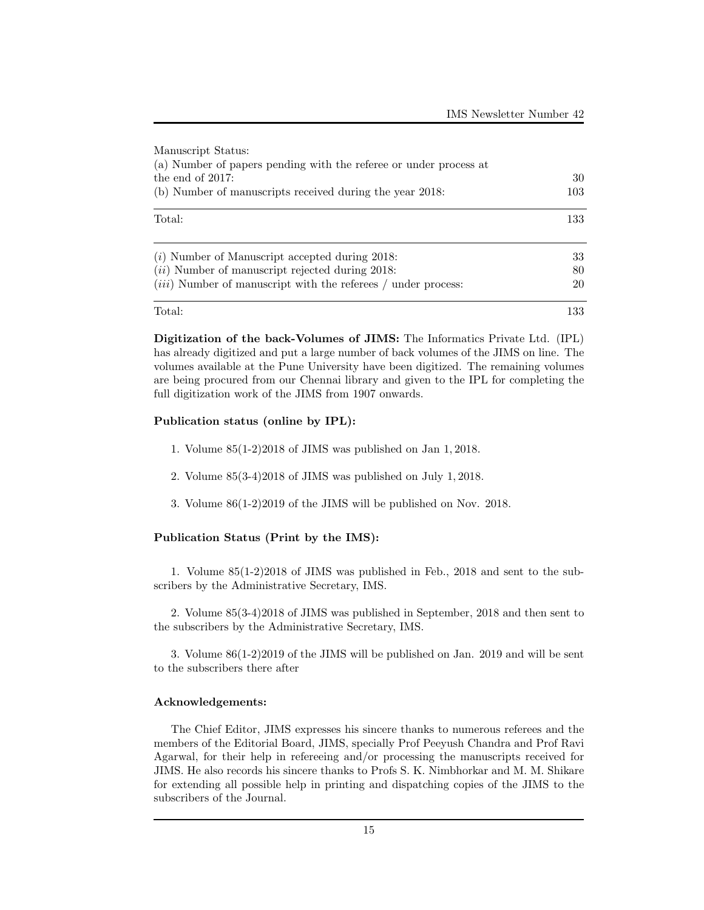Manuscript Status:

| | |
|---|---|
| (a) Number of papers pending with the referee or under process at the end of 2017: | 30 |
| (b) Number of manuscripts received during the year 2018: | 103 |
| Total: | 133 |

| | |
|---|---|
| (*i*) Number of Manuscript accepted during 2018: | 33 |
| (*ii*) Number of manuscript rejected during 2018: | 80 |
| (*iii*) Number of manuscript with the referees / under process: | 20 |
| Total: | 133 |

**Digitization of the back-Volumes of JIMS:** The Informatics Private Ltd. (IPL) has already digitized and put a large number of back volumes of the JIMS on line. The volumes available at the Pune University have been digitized. The remaining volumes are being procured from our Chennai library and given to the IPL for completing the full digitization work of the JIMS from 1907 onwards.

**Publication status (online by IPL):**

1. Volume 85(1-2)2018 of JIMS was published on Jan 1, 2018.

2. Volume 85(3-4)2018 of JIMS was published on July 1, 2018.

3. Volume 86(1-2)2019 of the JIMS will be published on Nov. 2018.

**Publication Status (Print by the IMS):**

1. Volume 85(1-2)2018 of JIMS was published in Feb., 2018 and sent to the subscribers by the Administrative Secretary, IMS.

2. Volume 85(3-4)2018 of JIMS was published in September, 2018 and then sent to the subscribers by the Administrative Secretary, IMS.

3. Volume 86(1-2)2019 of the JIMS will be published on Jan. 2019 and will be sent to the subscribers there after

**Acknowledgements:**

The Chief Editor, JIMS expresses his sincere thanks to numerous referees and the members of the Editorial Board, JIMS, specially Prof Peeyush Chandra and Prof Ravi Agarwal, for their help in refereeing and/or processing the manuscripts received for JIMS. He also records his sincere thanks to Profs S. K. Nimbhorkar and M. M. Shikare for extending all possible help in printing and dispatching copies of the JIMS to the subscribers of the Journal.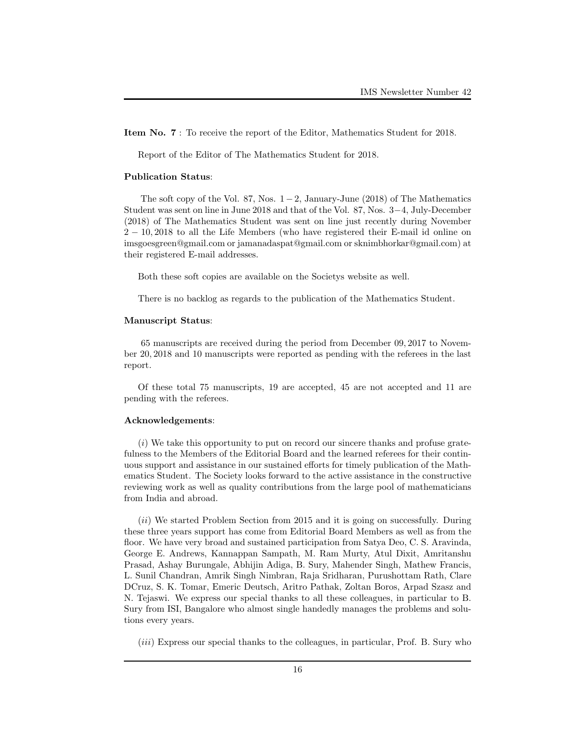**Item No. 7** : To receive the report of the Editor, Mathematics Student for 2018.

Report of the Editor of The Mathematics Student for 2018.

**Publication Status**:

The soft copy of the Vol. 87, Nos. $1-2$, January-June (2018) of The Mathematics Student was sent on line in June 2018 and that of the Vol. 87, Nos. $3-4$, July-December (2018) of The Mathematics Student was sent on line just recently during November $2-10, 2018$ to all the Life Members (who have registered their E-mail id online on imsgoesgreen@gmail.com or jamanadaspat@gmail.com or sknimbhorkar@gmail.com) at their registered E-mail addresses.

Both these soft copies are available on the Societys website as well.

There is no backlog as regards to the publication of the Mathematics Student.

**Manuscript Status**:

65 manuscripts are received during the period from December $09, 2017$ to November $20, 2018$ and 10 manuscripts were reported as pending with the referees in the last report.

Of these total 75 manuscripts, 19 are accepted, 45 are not accepted and 11 are pending with the referees.

**Acknowledgements**:

($i$) We take this opportunity to put on record our sincere thanks and profuse gratefulness to the Members of the Editorial Board and the learned referees for their continuous support and assistance in our sustained efforts for timely publication of the Mathematics Student. The Society looks forward to the active assistance in the constructive reviewing work as well as quality contributions from the large pool of mathematicians from India and abroad.

($ii$) We started Problem Section from 2015 and it is going on successfully. During these three years support has come from Editorial Board Members as well as from the floor. We have very broad and sustained participation from Satya Deo, C. S. Aravinda, George E. Andrews, Kannappan Sampath, M. Ram Murty, Atul Dixit, Amritanshu Prasad, Ashay Burungale, Abhijin Adiga, B. Sury, Mahender Singh, Mathew Francis, L. Sunil Chandran, Amrik Singh Nimbran, Raja Sridharan, Purushottam Rath, Clare DCruz, S. K. Tomar, Emeric Deutsch, Aritro Pathak, Zoltan Boros, Arpad Szasz and N. Tejaswi. We express our special thanks to all these colleagues, in particular to B. Sury from ISI, Bangalore who almost single handedly manages the problems and solutions every years.

($iii$) Express our special thanks to the colleagues, in particular, Prof. B. Sury who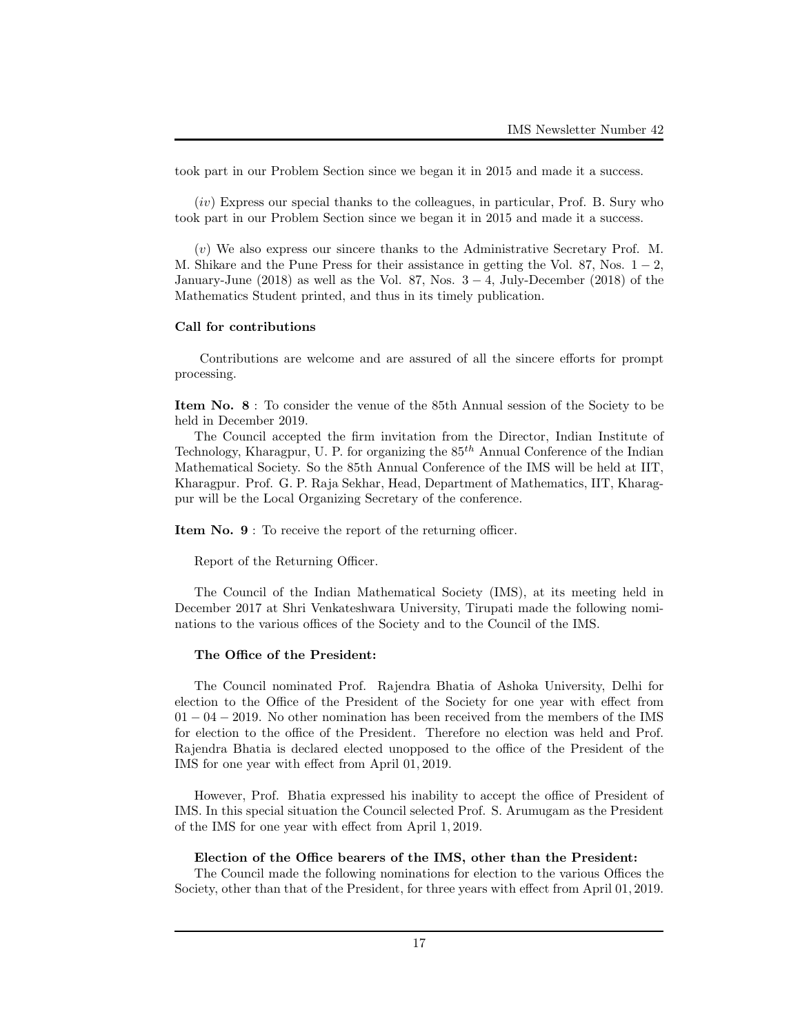took part in our Problem Section since we began it in 2015 and made it a success.

($iv$) Express our special thanks to the colleagues, in particular, Prof. B. Sury who took part in our Problem Section since we began it in 2015 and made it a success.

($v$) We also express our sincere thanks to the Administrative Secretary Prof. M. M. Shikare and the Pune Press for their assistance in getting the Vol. 87, Nos. $1-2$, January-June (2018) as well as the Vol. 87, Nos. $3-4$, July-December (2018) of the Mathematics Student printed, and thus in its timely publication.

**Call for contributions**

Contributions are welcome and are assured of all the sincere efforts for prompt processing.

**Item No. 8** : To consider the venue of the 85th Annual session of the Society to be held in December 2019.

The Council accepted the firm invitation from the Director, Indian Institute of Technology, Kharagpur, U. P. for organizing the $85^{th}$ Annual Conference of the Indian Mathematical Society. So the 85th Annual Conference of the IMS will be held at IIT, Kharagpur. Prof. G. P. Raja Sekhar, Head, Department of Mathematics, IIT, Kharagpur will be the Local Organizing Secretary of the conference.

**Item No. 9** : To receive the report of the returning officer.

Report of the Returning Officer.

The Council of the Indian Mathematical Society (IMS), at its meeting held in December 2017 at Shri Venkateshwara University, Tirupati made the following nominations to the various offices of the Society and to the Council of the IMS.

**The Office of the President:**

The Council nominated Prof. Rajendra Bhatia of Ashoka University, Delhi for election to the Office of the President of the Society for one year with effect from $01-04-2019$. No other nomination has been received from the members of the IMS for election to the office of the President. Therefore no election was held and Prof. Rajendra Bhatia is declared elected unopposed to the office of the President of the IMS for one year with effect from April 01, 2019.

However, Prof. Bhatia expressed his inability to accept the office of President of IMS. In this special situation the Council selected Prof. S. Arumugam as the President of the IMS for one year with effect from April 1, 2019.

**Election of the Office bearers of the IMS, other than the President:**

The Council made the following nominations for election to the various Offices the Society, other than that of the President, for three years with effect from April 01, 2019.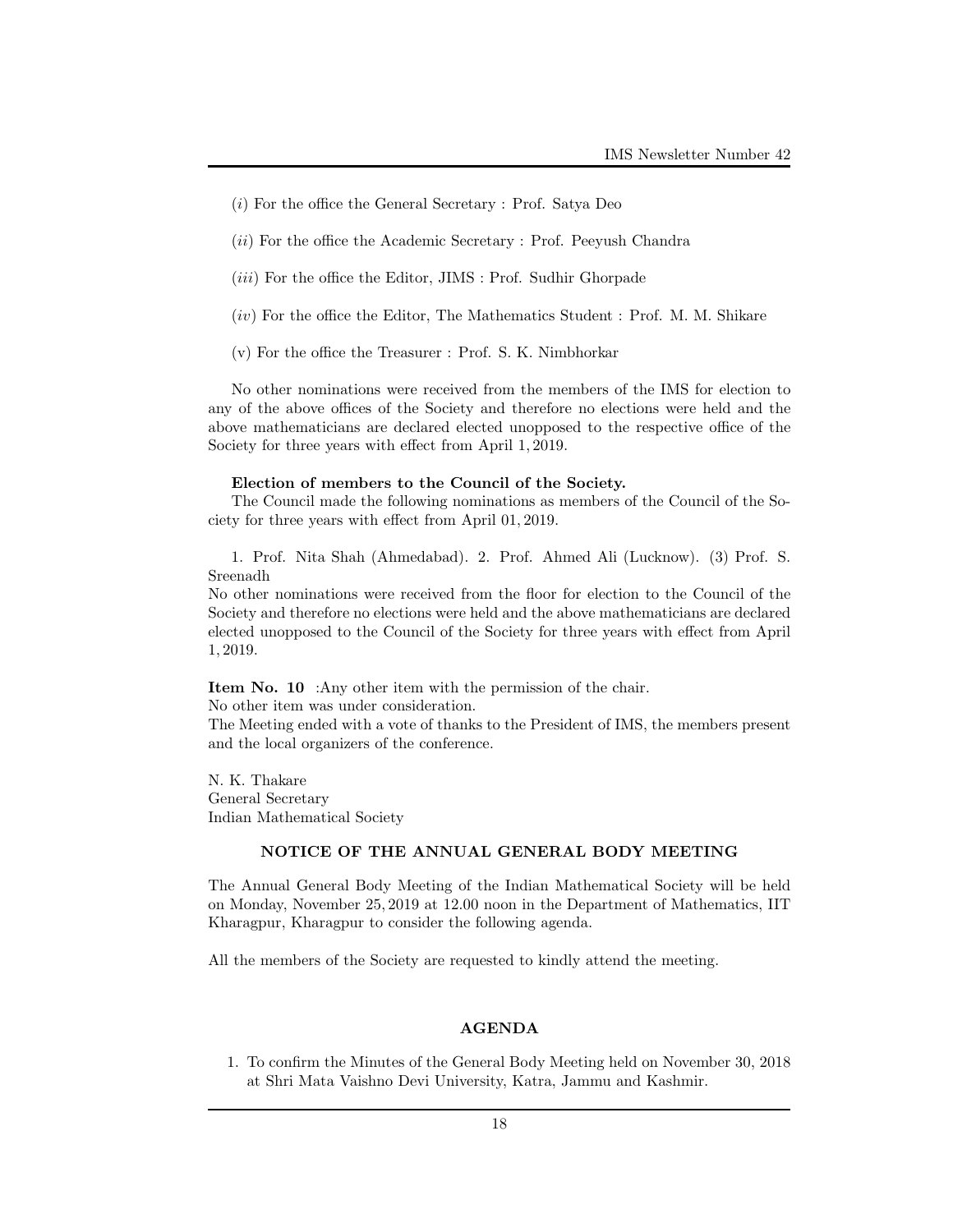($i$) For the office the General Secretary : Prof. Satya Deo

($ii$) For the office the Academic Secretary : Prof. Peeyush Chandra

($iii$) For the office the Editor, JIMS : Prof. Sudhir Ghorpade

($iv$) For the office the Editor, The Mathematics Student : Prof. M. M. Shikare

(v) For the office the Treasurer : Prof. S. K. Nimbhorkar

No other nominations were received from the members of the IMS for election to any of the above offices of the Society and therefore no elections were held and the above mathematicians are declared elected unopposed to the respective office of the Society for three years with effect from April 1, 2019.

**Election of members to the Council of the Society.**

The Council made the following nominations as members of the Council of the Society for three years with effect from April 01, 2019.

1. Prof. Nita Shah (Ahmedabad). 2. Prof. Ahmed Ali (Lucknow). (3) Prof. S. Sreenadh

No other nominations were received from the floor for election to the Council of the Society and therefore no elections were held and the above mathematicians are declared elected unopposed to the Council of the Society for three years with effect from April 1, 2019.

**Item No. 10** :Any other item with the permission of the chair.

No other item was under consideration.

The Meeting ended with a vote of thanks to the President of IMS, the members present and the local organizers of the conference.

N. K. Thakare
General Secretary
Indian Mathematical Society

## NOTICE OF THE ANNUAL GENERAL BODY MEETING

The Annual General Body Meeting of the Indian Mathematical Society will be held on Monday, November 25, 2019 at 12.00 noon in the Department of Mathematics, IIT Kharagpur, Kharagpur to consider the following agenda.

All the members of the Society are requested to kindly attend the meeting.

## AGENDA

1. To confirm the Minutes of the General Body Meeting held on November 30, 2018 at Shri Mata Vaishno Devi University, Katra, Jammu and Kashmir.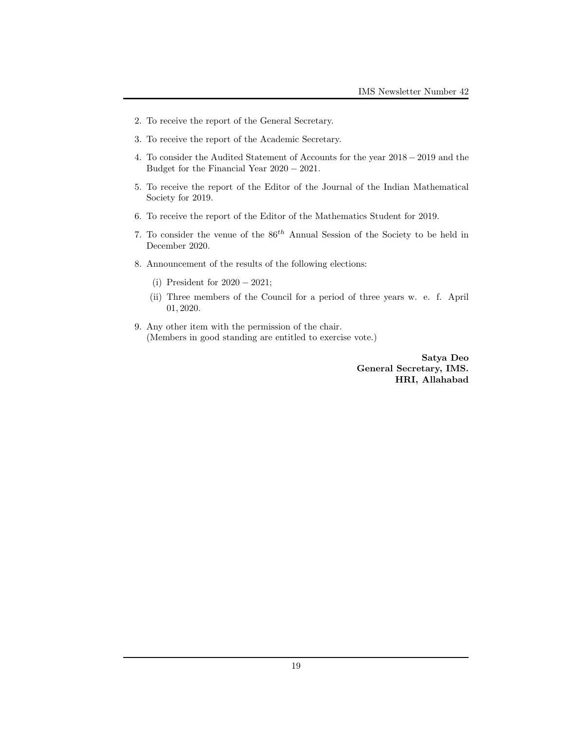2. To receive the report of the General Secretary.

3. To receive the report of the Academic Secretary.

4. To consider the Audited Statement of Accounts for the year $2018-2019$ and the Budget for the Financial Year $2020-2021$.

5. To receive the report of the Editor of the Journal of the Indian Mathematical Society for 2019.

6. To receive the report of the Editor of the Mathematics Student for 2019.

7. To consider the venue of the $86^{th}$ Annual Session of the Society to be held in December 2020.

8. Announcement of the results of the following elections:

   (i) President for $2020-2021$;

   (ii) Three members of the Council for a period of three years w. e. f. April $01, 2020$.

9. Any other item with the permission of the chair.
   (Members in good standing are entitled to exercise vote.)

**Satya Deo**
**General Secretary, IMS.**
**HRI, Allahabad**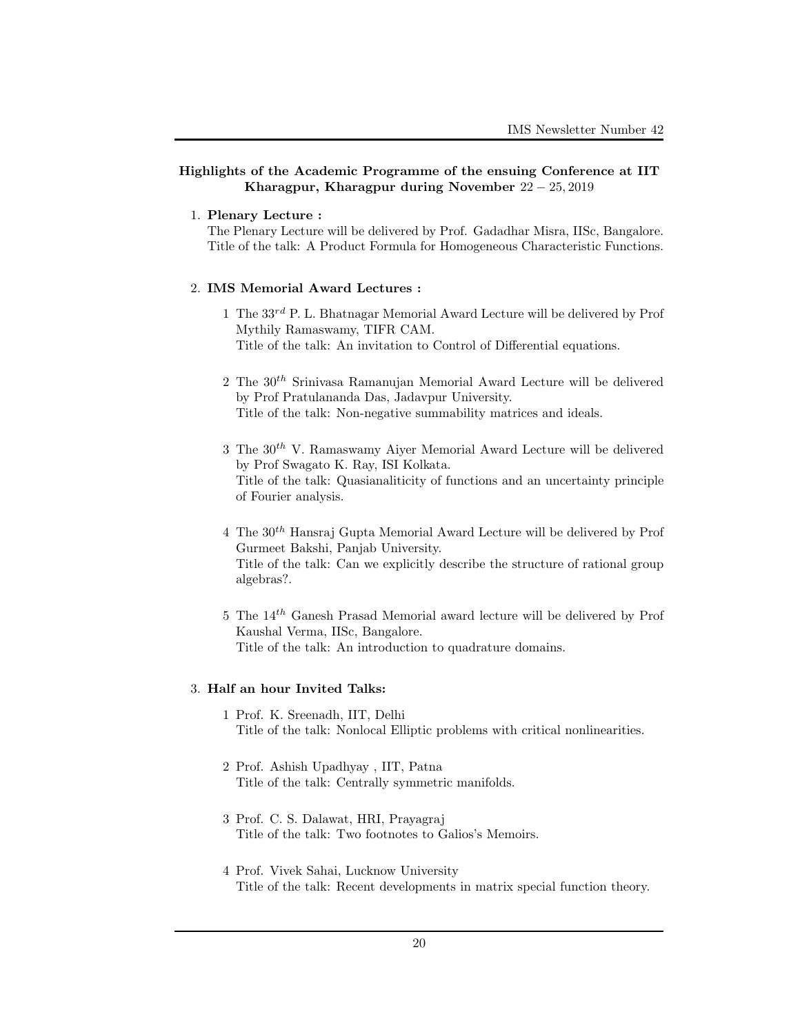**Highlights of the Academic Programme of the ensuing Conference at IIT Kharagpur, Kharagpur during November $22-25, 2019$**

1. **Plenary Lecture :**
   The Plenary Lecture will be delivered by Prof. Gadadhar Misra, IISc, Bangalore. Title of the talk: A Product Formula for Homogeneous Characteristic Functions.

2. **IMS Memorial Award Lectures :**

   1 The $33^{rd}$ P. L. Bhatnagar Memorial Award Lecture will be delivered by Prof Mythily Ramaswamy, TIFR CAM.
   Title of the talk: An invitation to Control of Differential equations.

   2 The $30^{th}$ Srinivasa Ramanujan Memorial Award Lecture will be delivered by Prof Pratulananda Das, Jadavpur University.
   Title of the talk: Non-negative summability matrices and ideals.

   3 The $30^{th}$ V. Ramaswamy Aiyer Memorial Award Lecture will be delivered by Prof Swagato K. Ray, ISI Kolkata.
   Title of the talk: Quasianaliticity of functions and an uncertainty principle of Fourier analysis.

   4 The $30^{th}$ Hansraj Gupta Memorial Award Lecture will be delivered by Prof Gurmeet Bakshi, Panjab University.
   Title of the talk: Can we explicitly describe the structure of rational group algebras?.

   5 The $14^{th}$ Ganesh Prasad Memorial award lecture will be delivered by Prof Kaushal Verma, IISc, Bangalore.
   Title of the talk: An introduction to quadrature domains.

3. **Half an hour Invited Talks:**

   1 Prof. K. Sreenadh, IIT, Delhi
   Title of the talk: Nonlocal Elliptic problems with critical nonlinearities.

   2 Prof. Ashish Upadhyay , IIT, Patna
   Title of the talk: Centrally symmetric manifolds.

   3 Prof. C. S. Dalawat, HRI, Prayagraj
   Title of the talk: Two footnotes to Galios's Memoirs.

   4 Prof. Vivek Sahai, Lucknow University
   Title of the talk: Recent developments in matrix special function theory.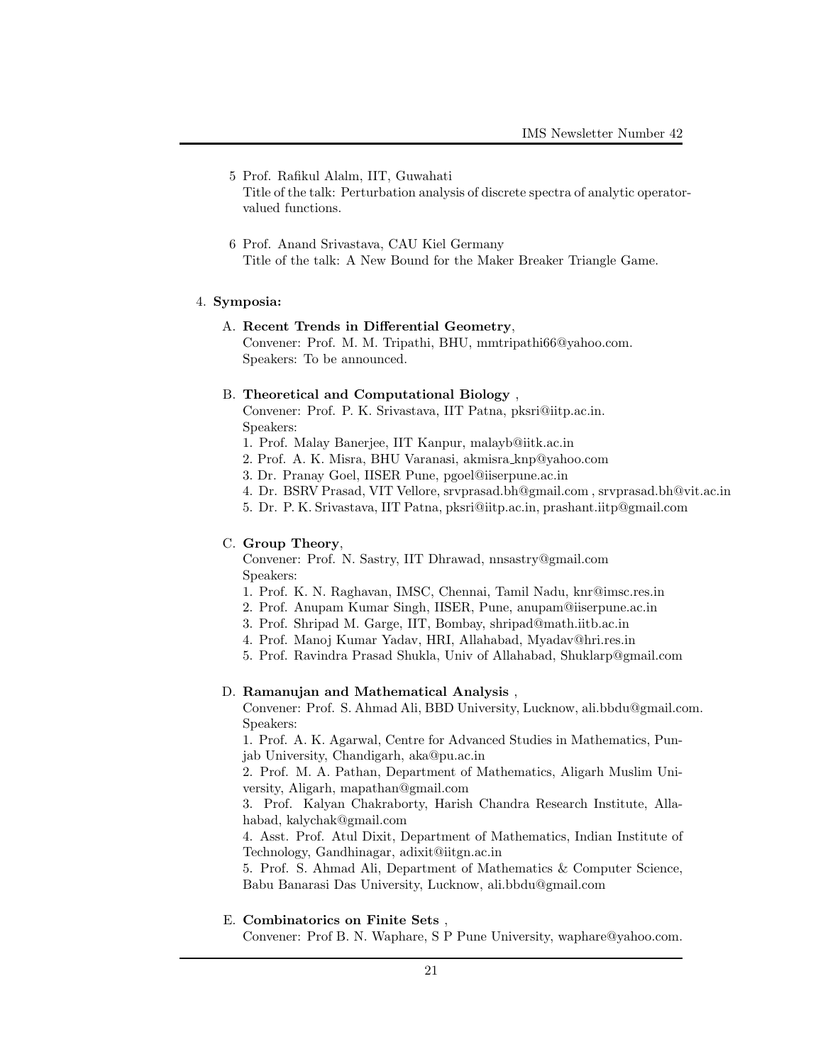5 Prof. Rafikul Alalm, IIT, Guwahati
Title of the talk: Perturbation analysis of discrete spectra of analytic operator-valued functions.

6 Prof. Anand Srivastava, CAU Kiel Germany
Title of the talk: A New Bound for the Maker Breaker Triangle Game.

4. **Symposia:**

A. **Recent Trends in Differential Geometry**,
Convener: Prof. M. M. Tripathi, BHU, mmtripathi66@yahoo.com.
Speakers: To be announced.

B. **Theoretical and Computational Biology** ,
Convener: Prof. P. K. Srivastava, IIT Patna, pksri@iitp.ac.in.
Speakers:
1. Prof. Malay Banerjee, IIT Kanpur, malayb@iitk.ac.in
2. Prof. A. K. Misra, BHU Varanasi, akmisra_knp@yahoo.com
3. Dr. Pranay Goel, IISER Pune, pgoel@iiserpune.ac.in
4. Dr. BSRV Prasad, VIT Vellore, srvprasad.bh@gmail.com , srvprasad.bh@vit.ac.in
5. Dr. P. K. Srivastava, IIT Patna, pksri@iitp.ac.in, prashant.iitp@gmail.com

C. **Group Theory**,
Convener: Prof. N. Sastry, IIT Dhrawad, nnsastry@gmail.com
Speakers:
1. Prof. K. N. Raghavan, IMSC, Chennai, Tamil Nadu, knr@imsc.res.in
2. Prof. Anupam Kumar Singh, IISER, Pune, anupam@iiserpune.ac.in
3. Prof. Shripad M. Garge, IIT, Bombay, shripad@math.iitb.ac.in
4. Prof. Manoj Kumar Yadav, HRI, Allahabad, Myadav@hri.res.in
5. Prof. Ravindra Prasad Shukla, Univ of Allahabad, Shuklarp@gmail.com

D. **Ramanujan and Mathematical Analysis** ,
Convener: Prof. S. Ahmad Ali, BBD University, Lucknow, ali.bbdu@gmail.com.
Speakers:
1. Prof. A. K. Agarwal, Centre for Advanced Studies in Mathematics, Punjab University, Chandigarh, aka@pu.ac.in
2. Prof. M. A. Pathan, Department of Mathematics, Aligarh Muslim University, Aligarh, mapathan@gmail.com
3. Prof. Kalyan Chakraborty, Harish Chandra Research Institute, Allahabad, kalychak@gmail.com
4. Asst. Prof. Atul Dixit, Department of Mathematics, Indian Institute of Technology, Gandhinagar, adixit@iitgn.ac.in
5. Prof. S. Ahmad Ali, Department of Mathematics & Computer Science, Babu Banarasi Das University, Lucknow, ali.bbdu@gmail.com

E. **Combinatorics on Finite Sets** ,
Convener: Prof B. N. Waphare, S P Pune University, waphare@yahoo.com.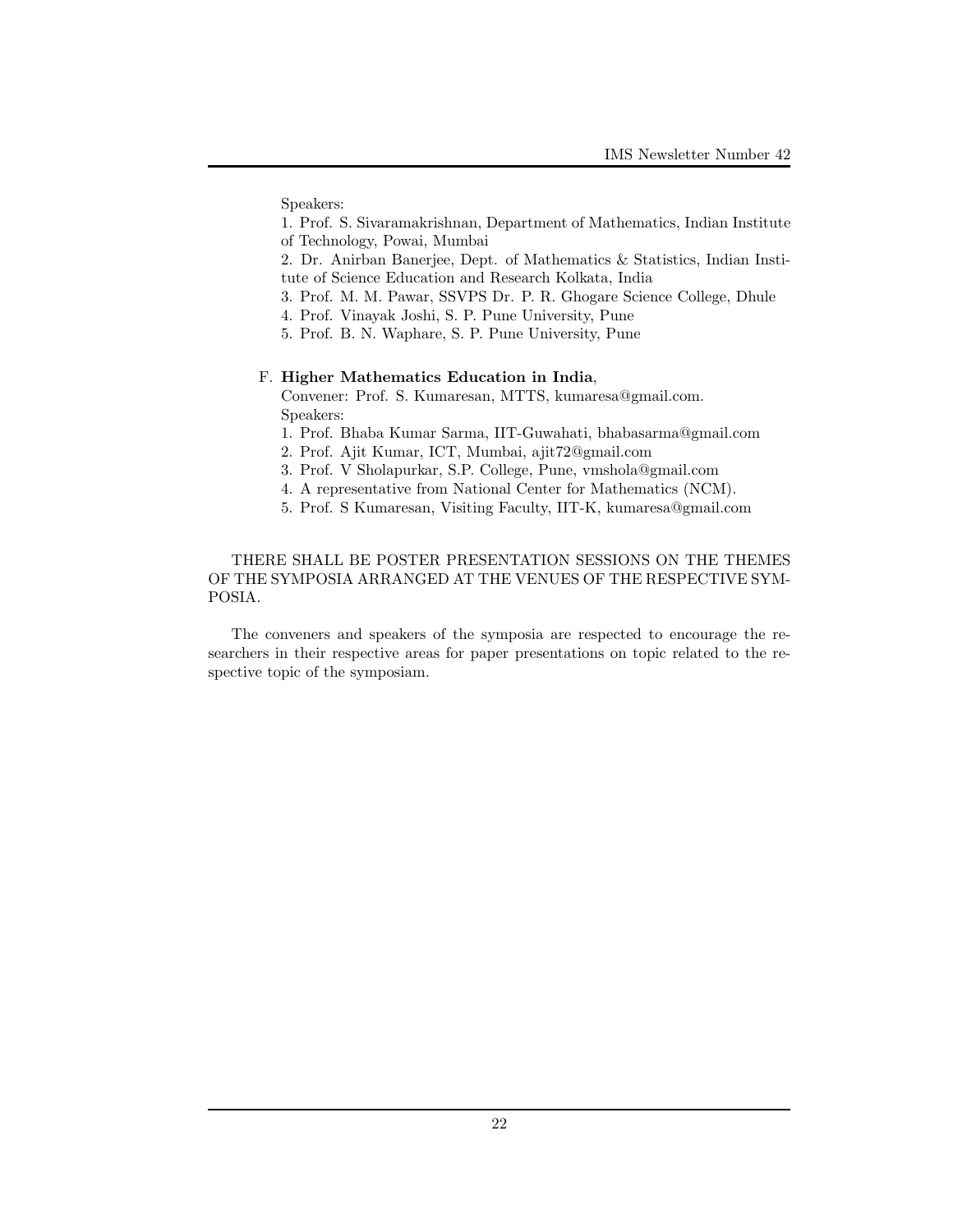Speakers:

1. Prof. S. Sivaramakrishnan, Department of Mathematics, Indian Institute of Technology, Powai, Mumbai
2. Dr. Anirban Banerjee, Dept. of Mathematics & Statistics, Indian Institute of Science Education and Research Kolkata, India
3. Prof. M. M. Pawar, SSVPS Dr. P. R. Ghogare Science College, Dhule
4. Prof. Vinayak Joshi, S. P. Pune University, Pune
5. Prof. B. N. Waphare, S. P. Pune University, Pune

F. **Higher Mathematics Education in India**,

Convener: Prof. S. Kumaresan, MTTS, kumaresa@gmail.com.

Speakers:

1. Prof. Bhaba Kumar Sarma, IIT-Guwahati, bhabasarma@gmail.com
2. Prof. Ajit Kumar, ICT, Mumbai, ajit72@gmail.com
3. Prof. V Sholapurkar, S.P. College, Pune, vmshola@gmail.com
4. A representative from National Center for Mathematics (NCM).
5. Prof. S Kumaresan, Visiting Faculty, IIT-K, kumaresa@gmail.com

THERE SHALL BE POSTER PRESENTATION SESSIONS ON THE THEMES OF THE SYMPOSIA ARRANGED AT THE VENUES OF THE RESPECTIVE SYMPOSIA.

The conveners and speakers of the symposia are respected to encourage the researchers in their respective areas for paper presentations on topic related to the respective topic of the symposiam.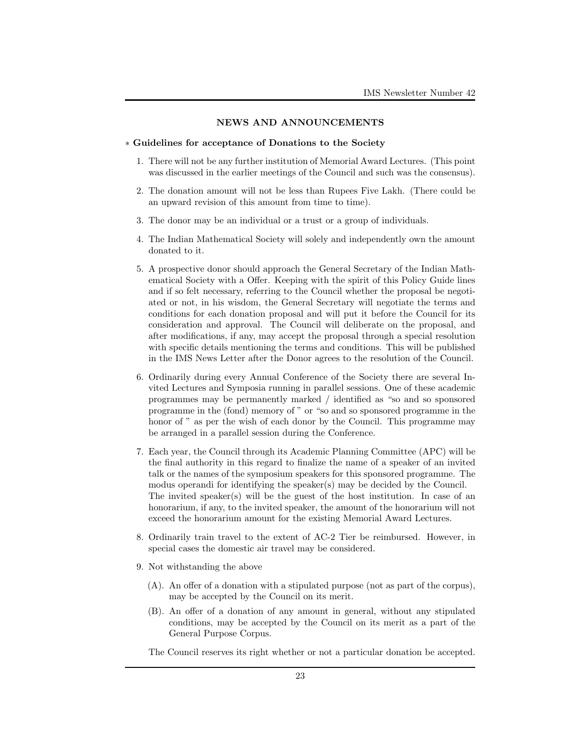## NEWS AND ANNOUNCEMENTS

∗ **Guidelines for acceptance of Donations to the Society**

1. There will not be any further institution of Memorial Award Lectures. (This point was discussed in the earlier meetings of the Council and such was the consensus).

2. The donation amount will not be less than Rupees Five Lakh. (There could be an upward revision of this amount from time to time).

3. The donor may be an individual or a trust or a group of individuals.

4. The Indian Mathematical Society will solely and independently own the amount donated to it.

5. A prospective donor should approach the General Secretary of the Indian Mathematical Society with a Offer. Keeping with the spirit of this Policy Guide lines and if so felt necessary, referring to the Council whether the proposal be negotiated or not, in his wisdom, the General Secretary will negotiate the terms and conditions for each donation proposal and will put it before the Council for its consideration and approval. The Council will deliberate on the proposal, and after modifications, if any, may accept the proposal through a special resolution with specific details mentioning the terms and conditions. This will be published in the IMS News Letter after the Donor agrees to the resolution of the Council.

6. Ordinarily during every Annual Conference of the Society there are several Invited Lectures and Symposia running in parallel sessions. One of these academic programmes may be permanently marked / identified as "so and so sponsored programme in the (fond) memory of " or "so and so sponsored programme in the honor of " as per the wish of each donor by the Council. This programme may be arranged in a parallel session during the Conference.

7. Each year, the Council through its Academic Planning Committee (APC) will be the final authority in this regard to finalize the name of a speaker of an invited talk or the names of the symposium speakers for this sponsored programme. The modus operandi for identifying the speaker(s) may be decided by the Council. The invited speaker(s) will be the guest of the host institution. In case of an honorarium, if any, to the invited speaker, the amount of the honorarium will not exceed the honorarium amount for the existing Memorial Award Lectures.

8. Ordinarily train travel to the extent of AC-2 Tier be reimbursed. However, in special cases the domestic air travel may be considered.

9. Not withstanding the above

   (A). An offer of a donation with a stipulated purpose (not as part of the corpus), may be accepted by the Council on its merit.

   (B). An offer of a donation of any amount in general, without any stipulated conditions, may be accepted by the Council on its merit as a part of the General Purpose Corpus.

   The Council reserves its right whether or not a particular donation be accepted.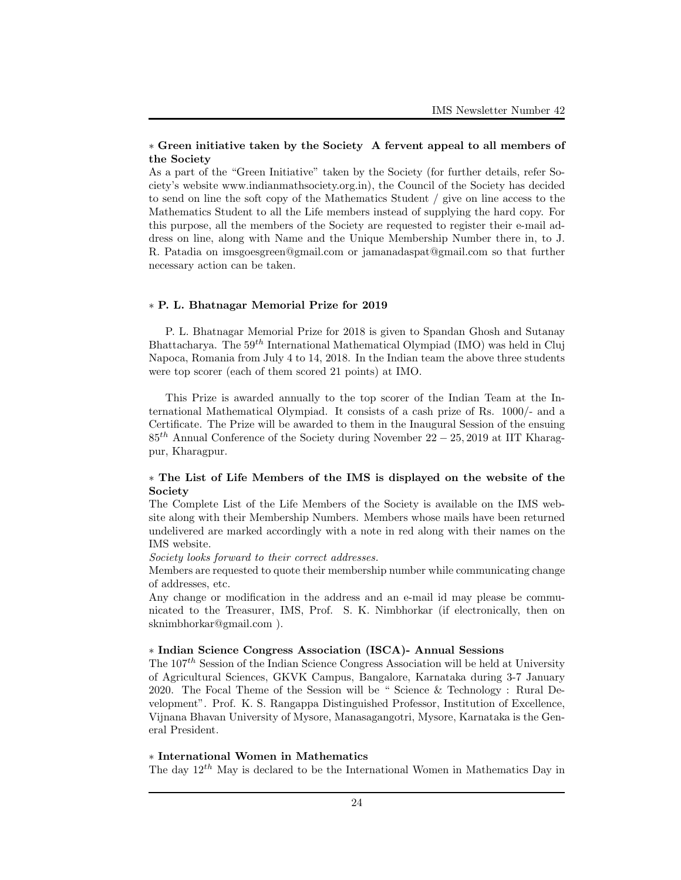**∗ Green initiative taken by the Society A fervent appeal to all members of the Society**

As a part of the "Green Initiative" taken by the Society (for further details, refer Society's website www.indianmathsociety.org.in), the Council of the Society has decided to send on line the soft copy of the Mathematics Student / give on line access to the Mathematics Student to all the Life members instead of supplying the hard copy. For this purpose, all the members of the Society are requested to register their e-mail address on line, along with Name and the Unique Membership Number there in, to J. R. Patadia on imsgoesgreen@gmail.com or jamanadaspat@gmail.com so that further necessary action can be taken.

**∗ P. L. Bhatnagar Memorial Prize for 2019**

P. L. Bhatnagar Memorial Prize for 2018 is given to Spandan Ghosh and Sutanay Bhattacharya. The $59^{th}$ International Mathematical Olympiad (IMO) was held in Cluj Napoca, Romania from July 4 to 14, 2018. In the Indian team the above three students were top scorer (each of them scored 21 points) at IMO.

This Prize is awarded annually to the top scorer of the Indian Team at the International Mathematical Olympiad. It consists of a cash prize of Rs. 1000/- and a Certificate. The Prize will be awarded to them in the Inaugural Session of the ensuing $85^{th}$ Annual Conference of the Society during November $22 - 25, 2019$ at IIT Kharagpur, Kharagpur.

**∗ The List of Life Members of the IMS is displayed on the website of the Society**

The Complete List of the Life Members of the Society is available on the IMS website along with their Membership Numbers. Members whose mails have been returned undelivered are marked accordingly with a note in red along with their names on the IMS website.

*Society looks forward to their correct addresses.*

Members are requested to quote their membership number while communicating change of addresses, etc.

Any change or modification in the address and an e-mail id may please be communicated to the Treasurer, IMS, Prof. S. K. Nimbhorkar (if electronically, then on sknimbhorkar@gmail.com ).

**∗ Indian Science Congress Association (ISCA)- Annual Sessions**

The $107^{th}$ Session of the Indian Science Congress Association will be held at University of Agricultural Sciences, GKVK Campus, Bangalore, Karnataka during 3-7 January 2020. The Focal Theme of the Session will be " Science & Technology : Rural Development". Prof. K. S. Rangappa Distinguished Professor, Institution of Excellence, Vijnana Bhavan University of Mysore, Manasagangotri, Mysore, Karnataka is the General President.

**∗ International Women in Mathematics**

The day $12^{th}$ May is declared to be the International Women in Mathematics Day in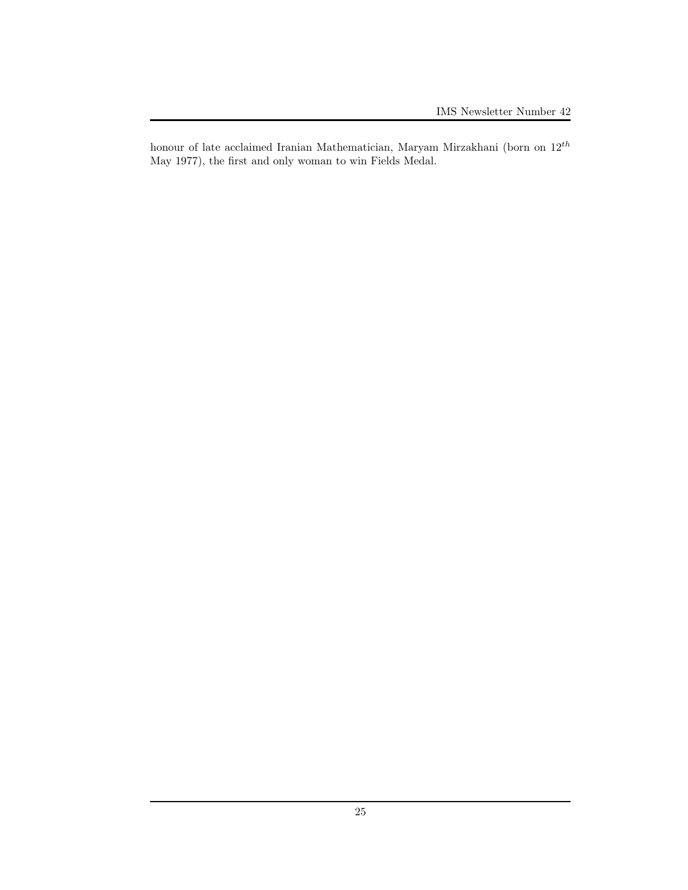honour of late acclaimed Iranian Mathematician, Maryam Mirzakhani (born on $12^{th}$ May 1977), the first and only woman to win Fields Medal.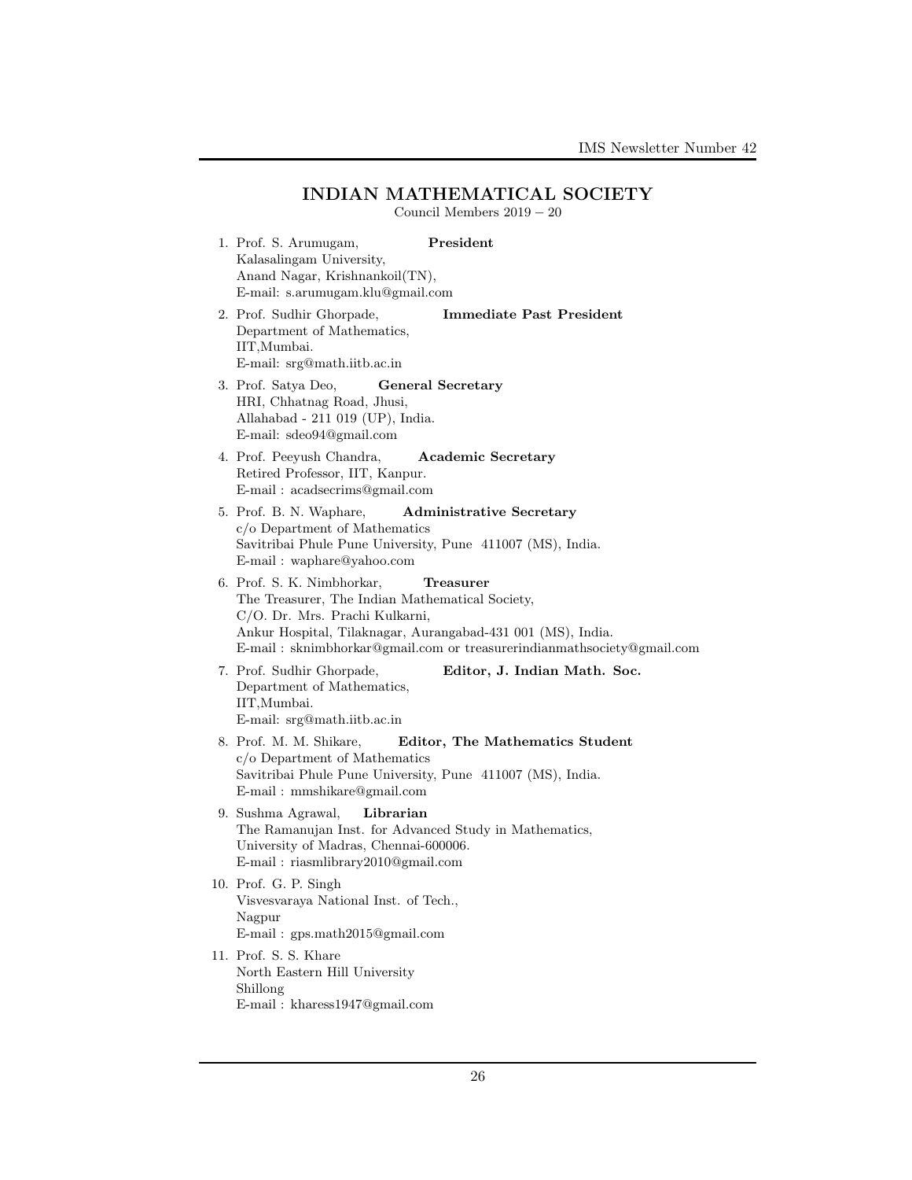## INDIAN MATHEMATICAL SOCIETY

Council Members 2019 − 20

1. Prof. S. Arumugam, **President**
   Kalasalingam University,
   Anand Nagar, Krishnankoil(TN),
   E-mail: s.arumugam.klu@gmail.com

2. Prof. Sudhir Ghorpade, **Immediate Past President**
   Department of Mathematics,
   IIT,Mumbai.
   E-mail: srg@math.iitb.ac.in

3. Prof. Satya Deo, **General Secretary**
   HRI, Chhatnag Road, Jhusi,
   Allahabad - 211 019 (UP), India.
   E-mail: sdeo94@gmail.com

4. Prof. Peeyush Chandra, **Academic Secretary**
   Retired Professor, IIT, Kanpur.
   E-mail : acadsecrims@gmail.com

5. Prof. B. N. Waphare, **Administrative Secretary**
   c/o Department of Mathematics
   Savitribai Phule Pune University, Pune 411007 (MS), India.
   E-mail : waphare@yahoo.com

6. Prof. S. K. Nimbhorkar, **Treasurer**
   The Treasurer, The Indian Mathematical Society,
   C/O. Dr. Mrs. Prachi Kulkarni,
   Ankur Hospital, Tilaknagar, Aurangabad-431 001 (MS), India.
   E-mail : sknimbhorkar@gmail.com or treasurerindianmathsociety@gmail.com

7. Prof. Sudhir Ghorpade, **Editor, J. Indian Math. Soc.**
   Department of Mathematics,
   IIT,Mumbai.
   E-mail: srg@math.iitb.ac.in

8. Prof. M. M. Shikare, **Editor, The Mathematics Student**
   c/o Department of Mathematics
   Savitribai Phule Pune University, Pune 411007 (MS), India.
   E-mail : mmshikare@gmail.com

9. Sushma Agrawal, **Librarian**
   The Ramanujan Inst. for Advanced Study in Mathematics,
   University of Madras, Chennai-600006.
   E-mail : riasmlibrary2010@gmail.com

10. Prof. G. P. Singh
    Visvesvaraya National Inst. of Tech.,
    Nagpur
    E-mail : gps.math2015@gmail.com

11. Prof. S. S. Khare
    North Eastern Hill University
    Shillong
    E-mail : kharess1947@gmail.com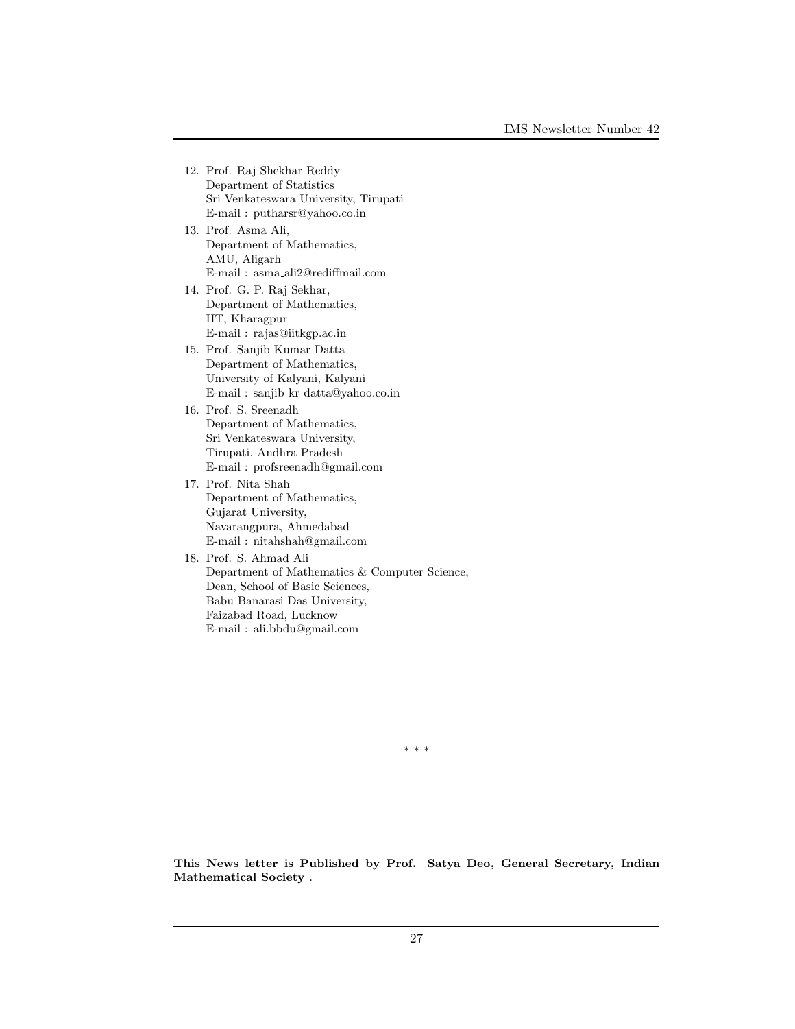12. Prof. Raj Shekhar Reddy
    Department of Statistics
    Sri Venkateswara University, Tirupati
    E-mail : putharsr@yahoo.co.in
13. Prof. Asma Ali,
    Department of Mathematics,
    AMU, Aligarh
    E-mail : asma_ali2@rediffmail.com
14. Prof. G. P. Raj Sekhar,
    Department of Mathematics,
    IIT, Kharagpur
    E-mail : rajas@iitkgp.ac.in
15. Prof. Sanjib Kumar Datta
    Department of Mathematics,
    University of Kalyani, Kalyani
    E-mail : sanjib_kr_datta@yahoo.co.in
16. Prof. S. Sreenadh
    Department of Mathematics,
    Sri Venkateswara University,
    Tirupati, Andhra Pradesh
    E-mail : profsreenadh@gmail.com
17. Prof. Nita Shah
    Department of Mathematics,
    Gujarat University,
    Navarangpura, Ahmedabad
    E-mail : nitahshah@gmail.com
18. Prof. S. Ahmad Ali
    Department of Mathematics & Computer Science,
    Dean, School of Basic Sciences,
    Babu Banarasi Das University,
    Faizabad Road, Lucknow
    E-mail : ali.bbdu@gmail.com

\* \* \*

**This News letter is Published by Prof. Satya Deo, General Secretary, Indian Mathematical Society** .